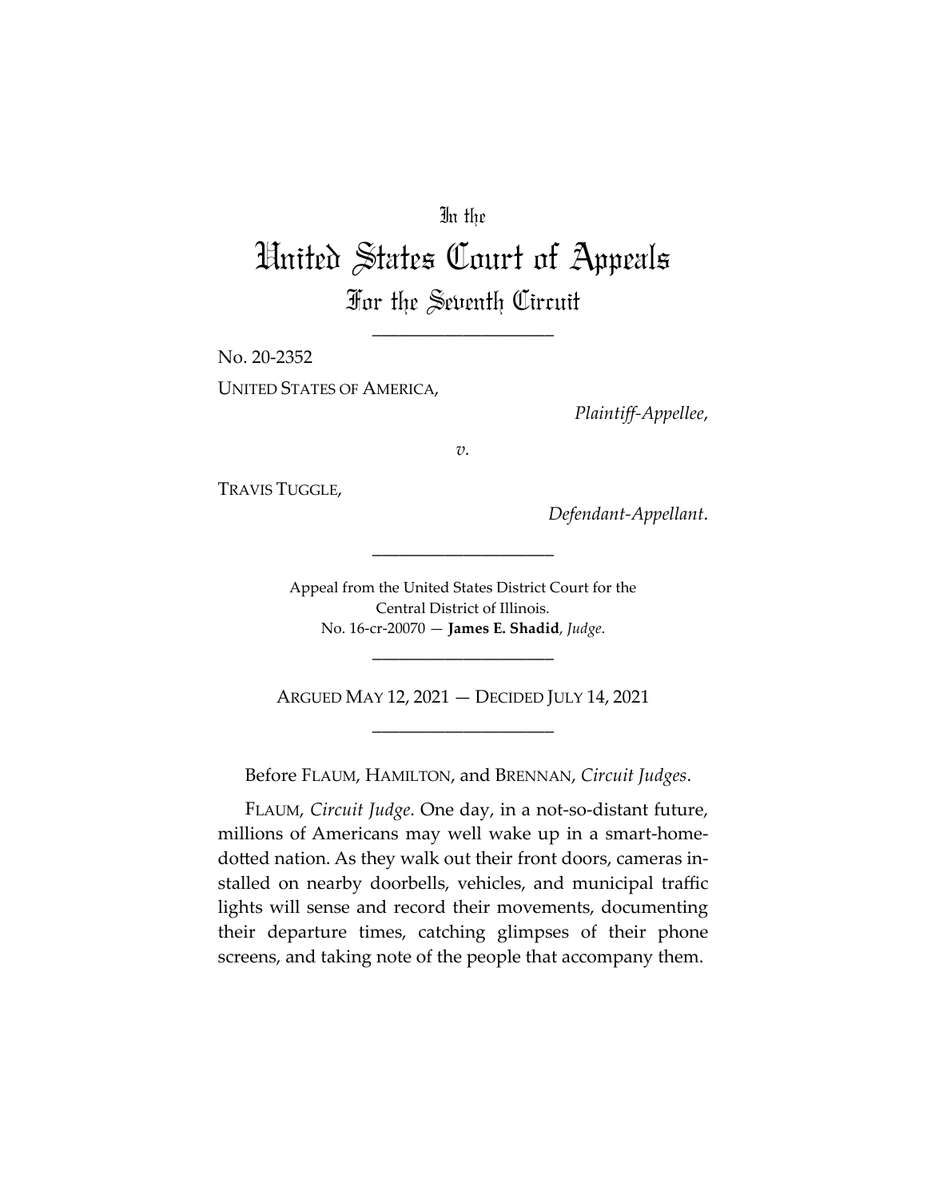In the

# United States Court of Appeals

## For the Seventh Circuit

---

No. 20-2352

UNITED STATES OF AMERICA,

*Plaintiff-Appellee*,

*v.*

TRAVIS TUGGLE,

*Defendant-Appellant*.

---

Appeal from the United States District Court for the Central District of Illinois.
No. 16-cr-20070 — **James E. Shadid**, *Judge*.

---

ARGUED MAY 12, 2021 — DECIDED JULY 14, 2021

---

Before FLAUM, HAMILTON, and BRENNAN, *Circuit Judges*.

FLAUM, *Circuit Judge*. One day, in a not-so-distant future, millions of Americans may well wake up in a smart-home-dotted nation. As they walk out their front doors, cameras installed on nearby doorbells, vehicles, and municipal traffic lights will sense and record their movements, documenting their departure times, catching glimpses of their phone screens, and taking note of the people that accompany them.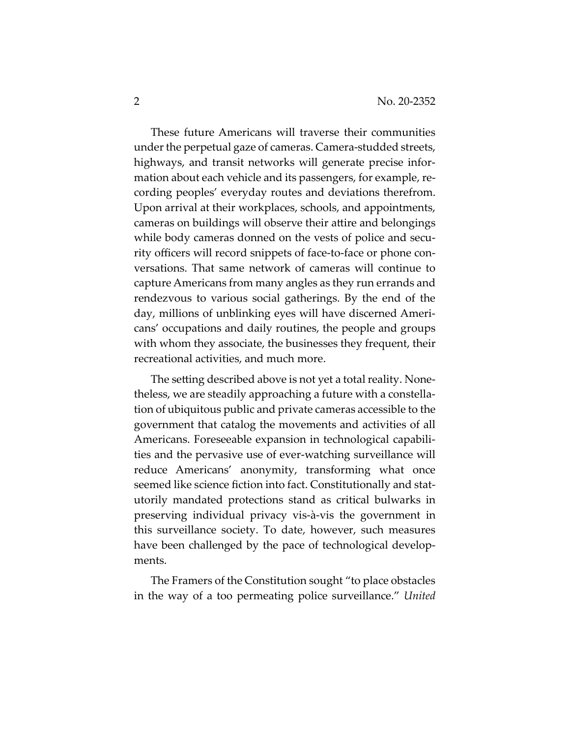These future Americans will traverse their communities under the perpetual gaze of cameras. Camera-studded streets, highways, and transit networks will generate precise information about each vehicle and its passengers, for example, recording peoples' everyday routes and deviations therefrom. Upon arrival at their workplaces, schools, and appointments, cameras on buildings will observe their attire and belongings while body cameras donned on the vests of police and security officers will record snippets of face-to-face or phone conversations. That same network of cameras will continue to capture Americans from many angles as they run errands and rendezvous to various social gatherings. By the end of the day, millions of unblinking eyes will have discerned Americans' occupations and daily routines, the people and groups with whom they associate, the businesses they frequent, their recreational activities, and much more.

The setting described above is not yet a total reality. Nonetheless, we are steadily approaching a future with a constellation of ubiquitous public and private cameras accessible to the government that catalog the movements and activities of all Americans. Foreseeable expansion in technological capabilities and the pervasive use of ever-watching surveillance will reduce Americans' anonymity, transforming what once seemed like science fiction into fact. Constitutionally and statutorily mandated protections stand as critical bulwarks in preserving individual privacy vis-à-vis the government in this surveillance society. To date, however, such measures have been challenged by the pace of technological developments.

The Framers of the Constitution sought "to place obstacles in the way of a too permeating police surveillance." *United*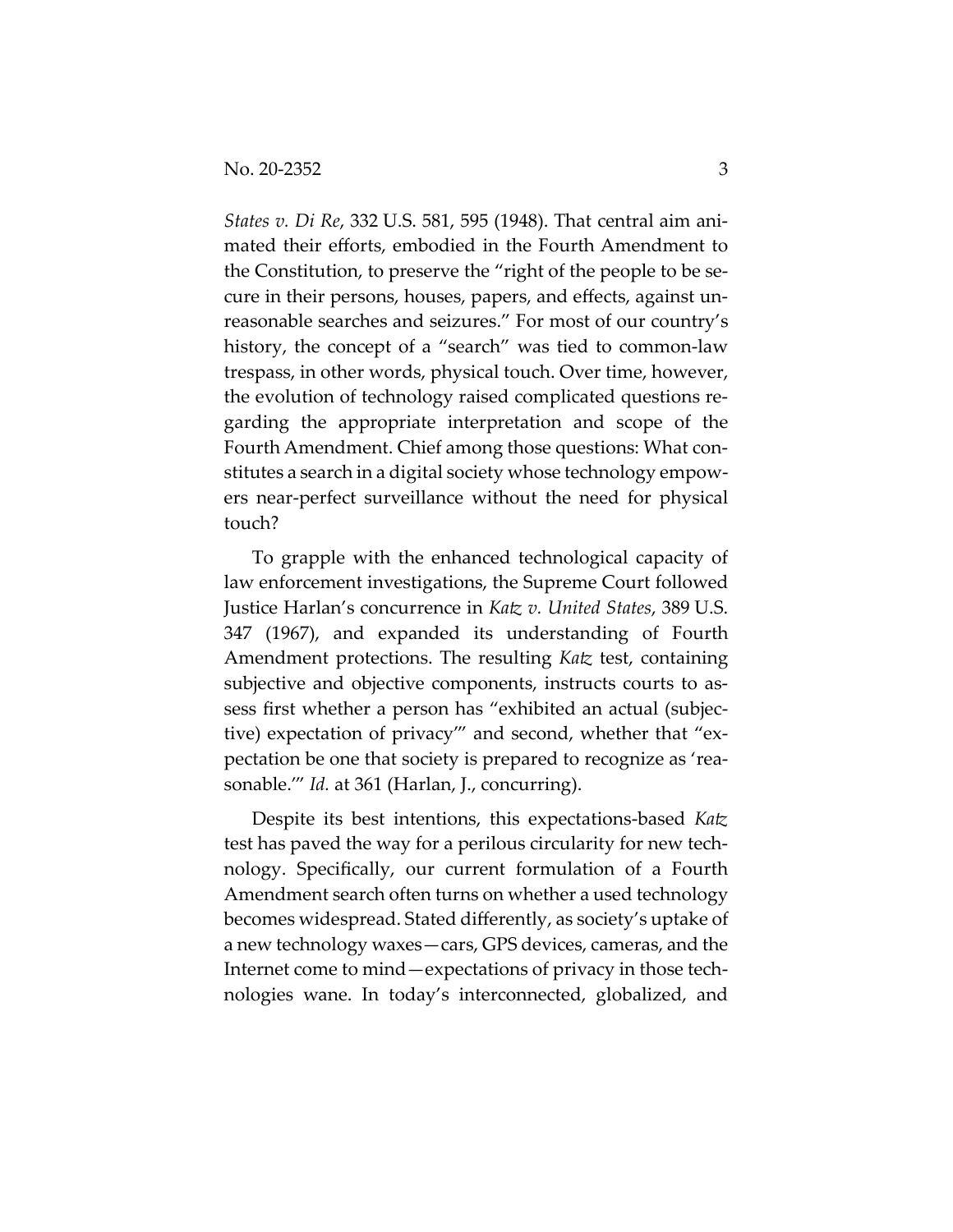*States v. Di Re*, 332 U.S. 581, 595 (1948). That central aim animated their efforts, embodied in the Fourth Amendment to the Constitution, to preserve the "right of the people to be secure in their persons, houses, papers, and effects, against unreasonable searches and seizures." For most of our country's history, the concept of a "search" was tied to common-law trespass, in other words, physical touch. Over time, however, the evolution of technology raised complicated questions regarding the appropriate interpretation and scope of the Fourth Amendment. Chief among those questions: What constitutes a search in a digital society whose technology empowers near-perfect surveillance without the need for physical touch?

To grapple with the enhanced technological capacity of law enforcement investigations, the Supreme Court followed Justice Harlan's concurrence in *Katz v. United States*, 389 U.S. 347 (1967), and expanded its understanding of Fourth Amendment protections. The resulting *Katz* test, containing subjective and objective components, instructs courts to assess first whether a person has "exhibited an actual (subjective) expectation of privacy'" and second, whether that "expectation be one that society is prepared to recognize as 'reasonable.'" *Id.* at 361 (Harlan, J., concurring).

Despite its best intentions, this expectations-based *Katz* test has paved the way for a perilous circularity for new technology. Specifically, our current formulation of a Fourth Amendment search often turns on whether a used technology becomes widespread. Stated differently, as society's uptake of a new technology waxes—cars, GPS devices, cameras, and the Internet come to mind—expectations of privacy in those technologies wane. In today's interconnected, globalized, and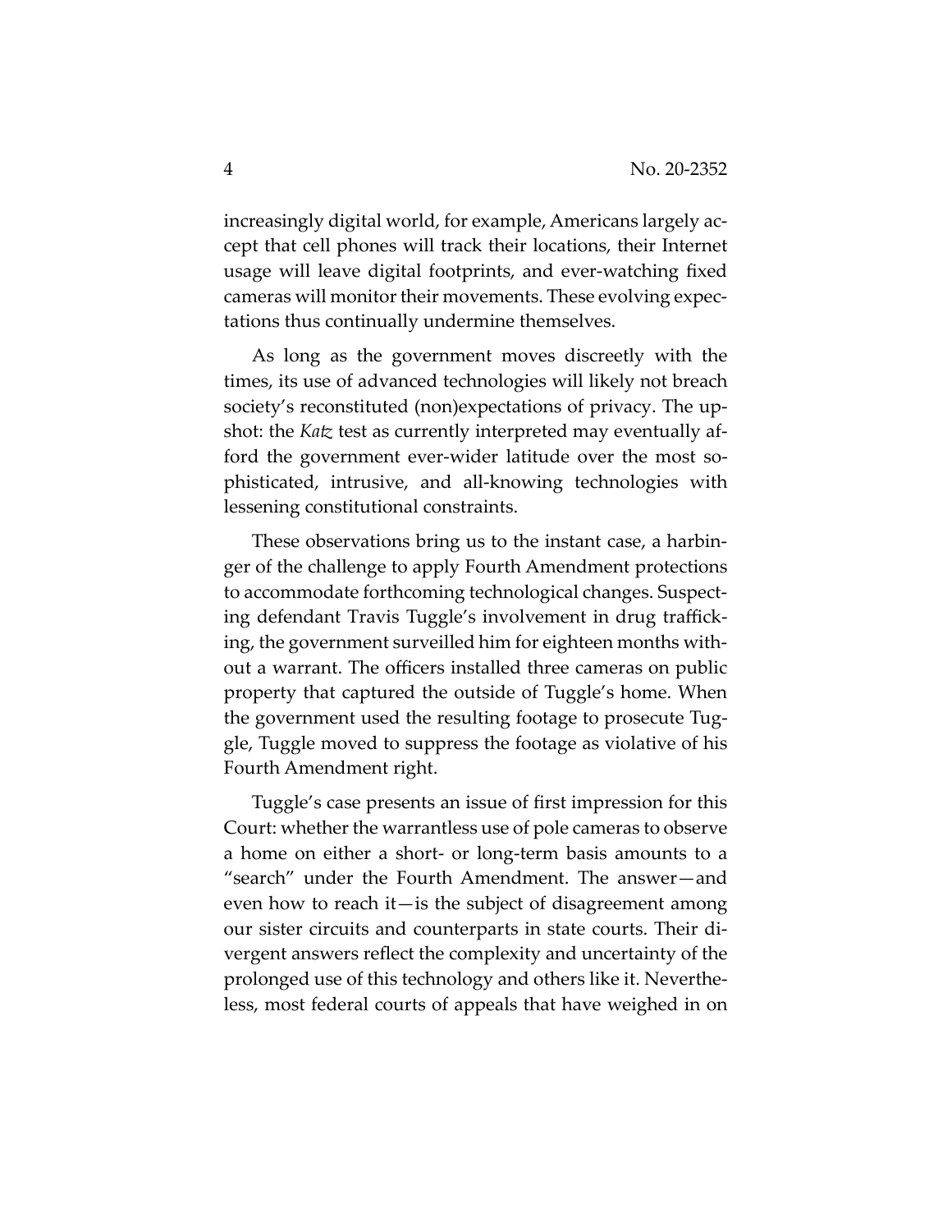increasingly digital world, for example, Americans largely accept that cell phones will track their locations, their Internet usage will leave digital footprints, and ever-watching fixed cameras will monitor their movements. These evolving expectations thus continually undermine themselves.

As long as the government moves discreetly with the times, its use of advanced technologies will likely not breach society's reconstituted (non)expectations of privacy. The upshot: the *Katz* test as currently interpreted may eventually afford the government ever-wider latitude over the most sophisticated, intrusive, and all-knowing technologies with lessening constitutional constraints.

These observations bring us to the instant case, a harbinger of the challenge to apply Fourth Amendment protections to accommodate forthcoming technological changes. Suspecting defendant Travis Tuggle's involvement in drug trafficking, the government surveilled him for eighteen months without a warrant. The officers installed three cameras on public property that captured the outside of Tuggle's home. When the government used the resulting footage to prosecute Tuggle, Tuggle moved to suppress the footage as violative of his Fourth Amendment right.

Tuggle's case presents an issue of first impression for this Court: whether the warrantless use of pole cameras to observe a home on either a short- or long-term basis amounts to a "search" under the Fourth Amendment. The answer—and even how to reach it—is the subject of disagreement among our sister circuits and counterparts in state courts. Their divergent answers reflect the complexity and uncertainty of the prolonged use of this technology and others like it. Nevertheless, most federal courts of appeals that have weighed in on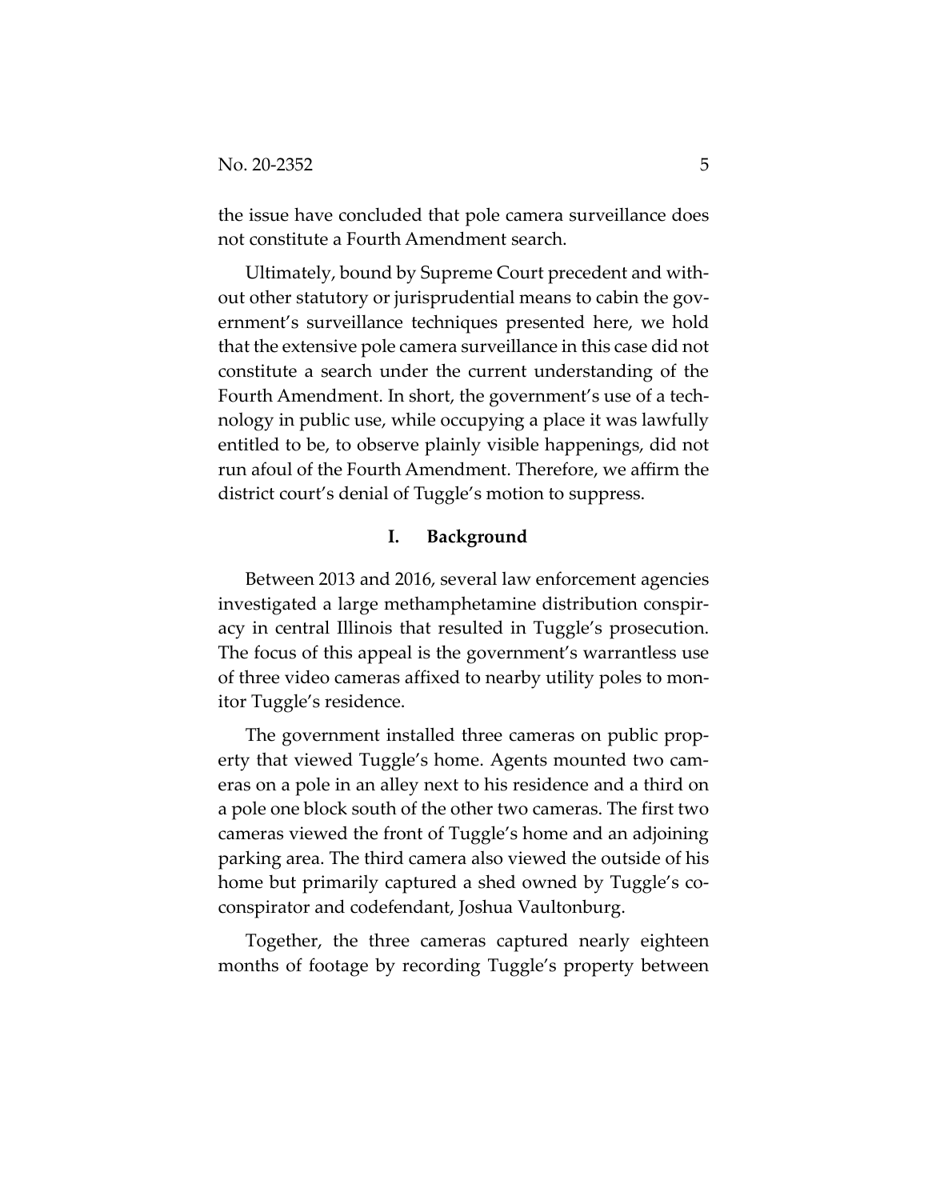the issue have concluded that pole camera surveillance does not constitute a Fourth Amendment search.

Ultimately, bound by Supreme Court precedent and without other statutory or jurisprudential means to cabin the government's surveillance techniques presented here, we hold that the extensive pole camera surveillance in this case did not constitute a search under the current understanding of the Fourth Amendment. In short, the government's use of a technology in public use, while occupying a place it was lawfully entitled to be, to observe plainly visible happenings, did not run afoul of the Fourth Amendment. Therefore, we affirm the district court's denial of Tuggle's motion to suppress.

## I. Background

Between 2013 and 2016, several law enforcement agencies investigated a large methamphetamine distribution conspiracy in central Illinois that resulted in Tuggle's prosecution. The focus of this appeal is the government's warrantless use of three video cameras affixed to nearby utility poles to monitor Tuggle's residence.

The government installed three cameras on public property that viewed Tuggle's home. Agents mounted two cameras on a pole in an alley next to his residence and a third on a pole one block south of the other two cameras. The first two cameras viewed the front of Tuggle's home and an adjoining parking area. The third camera also viewed the outside of his home but primarily captured a shed owned by Tuggle's coconspirator and codefendant, Joshua Vaultonburg.

Together, the three cameras captured nearly eighteen months of footage by recording Tuggle's property between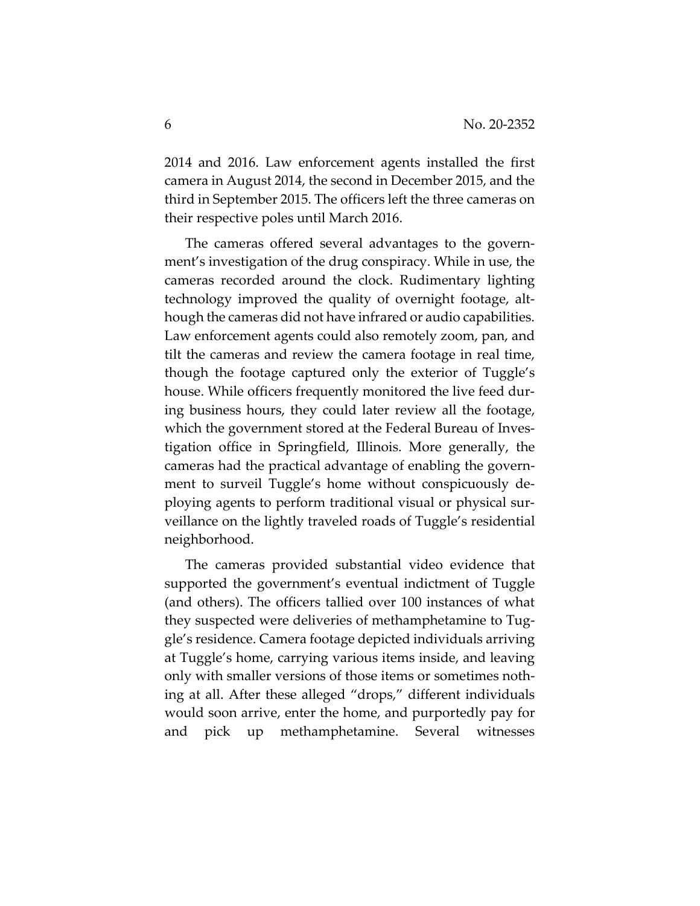2014 and 2016. Law enforcement agents installed the first camera in August 2014, the second in December 2015, and the third in September 2015. The officers left the three cameras on their respective poles until March 2016.

The cameras offered several advantages to the government's investigation of the drug conspiracy. While in use, the cameras recorded around the clock. Rudimentary lighting technology improved the quality of overnight footage, although the cameras did not have infrared or audio capabilities. Law enforcement agents could also remotely zoom, pan, and tilt the cameras and review the camera footage in real time, though the footage captured only the exterior of Tuggle's house. While officers frequently monitored the live feed during business hours, they could later review all the footage, which the government stored at the Federal Bureau of Investigation office in Springfield, Illinois. More generally, the cameras had the practical advantage of enabling the government to surveil Tuggle's home without conspicuously deploying agents to perform traditional visual or physical surveillance on the lightly traveled roads of Tuggle's residential neighborhood.

The cameras provided substantial video evidence that supported the government's eventual indictment of Tuggle (and others). The officers tallied over 100 instances of what they suspected were deliveries of methamphetamine to Tuggle's residence. Camera footage depicted individuals arriving at Tuggle's home, carrying various items inside, and leaving only with smaller versions of those items or sometimes nothing at all. After these alleged "drops," different individuals would soon arrive, enter the home, and purportedly pay for and pick up methamphetamine. Several witnesses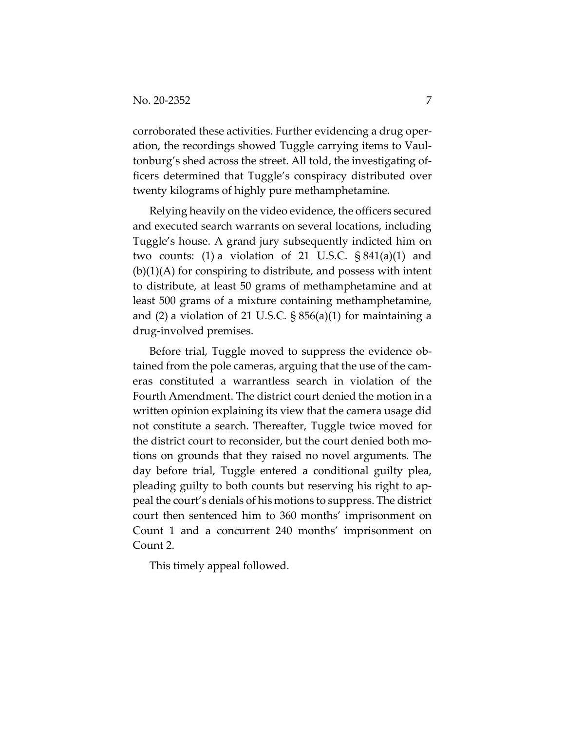corroborated these activities. Further evidencing a drug operation, the recordings showed Tuggle carrying items to Vaultonburg's shed across the street. All told, the investigating officers determined that Tuggle's conspiracy distributed over twenty kilograms of highly pure methamphetamine.

Relying heavily on the video evidence, the officers secured and executed search warrants on several locations, including Tuggle's house. A grand jury subsequently indicted him on two counts: (1) a violation of 21 U.S.C. § 841(a)(1) and (b)(1)(A) for conspiring to distribute, and possess with intent to distribute, at least 50 grams of methamphetamine and at least 500 grams of a mixture containing methamphetamine, and (2) a violation of 21 U.S.C. § 856(a)(1) for maintaining a drug-involved premises.

Before trial, Tuggle moved to suppress the evidence obtained from the pole cameras, arguing that the use of the cameras constituted a warrantless search in violation of the Fourth Amendment. The district court denied the motion in a written opinion explaining its view that the camera usage did not constitute a search. Thereafter, Tuggle twice moved for the district court to reconsider, but the court denied both motions on grounds that they raised no novel arguments. The day before trial, Tuggle entered a conditional guilty plea, pleading guilty to both counts but reserving his right to appeal the court's denials of his motions to suppress. The district court then sentenced him to 360 months' imprisonment on Count 1 and a concurrent 240 months' imprisonment on Count 2.

This timely appeal followed.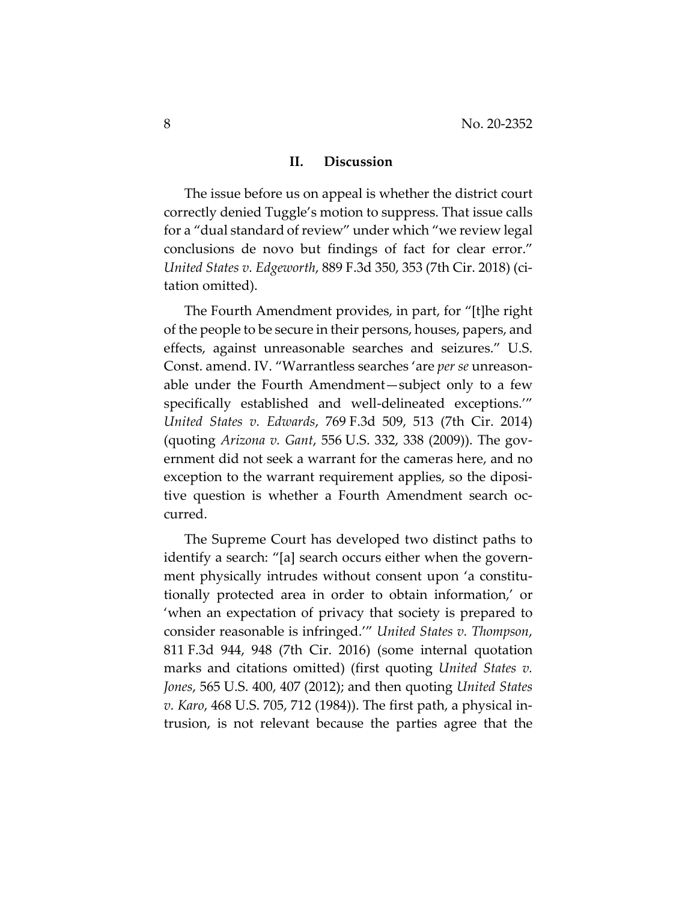## II. Discussion

The issue before us on appeal is whether the district court correctly denied Tuggle's motion to suppress. That issue calls for a "dual standard of review" under which "we review legal conclusions de novo but findings of fact for clear error." *United States v. Edgeworth*, 889 F.3d 350, 353 (7th Cir. 2018) (citation omitted).

The Fourth Amendment provides, in part, for "[t]he right of the people to be secure in their persons, houses, papers, and effects, against unreasonable searches and seizures." U.S. Const. amend. IV. "Warrantless searches 'are *per se* unreasonable under the Fourth Amendment—subject only to a few specifically established and well-delineated exceptions.'" *United States v. Edwards*, 769 F.3d 509, 513 (7th Cir. 2014) (quoting *Arizona v. Gant*, 556 U.S. 332, 338 (2009)). The government did not seek a warrant for the cameras here, and no exception to the warrant requirement applies, so the dipositive question is whether a Fourth Amendment search occurred.

The Supreme Court has developed two distinct paths to identify a search: "[a] search occurs either when the government physically intrudes without consent upon 'a constitutionally protected area in order to obtain information,' or 'when an expectation of privacy that society is prepared to consider reasonable is infringed.'" *United States v. Thompson*, 811 F.3d 944, 948 (7th Cir. 2016) (some internal quotation marks and citations omitted) (first quoting *United States v. Jones*, 565 U.S. 400, 407 (2012); and then quoting *United States v. Karo*, 468 U.S. 705, 712 (1984)). The first path, a physical intrusion, is not relevant because the parties agree that the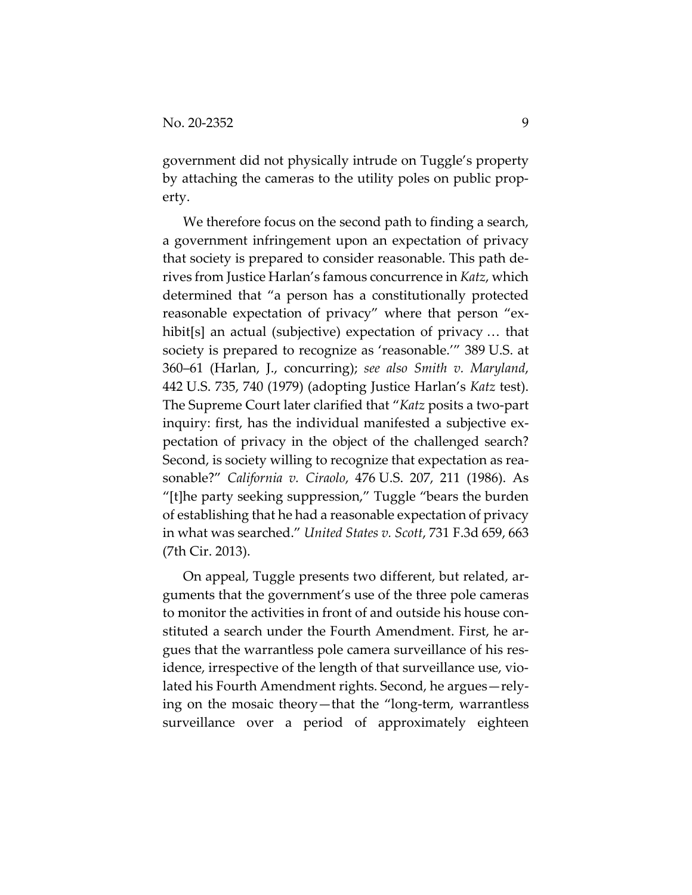government did not physically intrude on Tuggle's property by attaching the cameras to the utility poles on public property.

We therefore focus on the second path to finding a search, a government infringement upon an expectation of privacy that society is prepared to consider reasonable. This path derives from Justice Harlan's famous concurrence in *Katz*, which determined that "a person has a constitutionally protected reasonable expectation of privacy" where that person "exhibit[s] an actual (subjective) expectation of privacy … that society is prepared to recognize as 'reasonable.'" 389 U.S. at 360–61 (Harlan, J., concurring); *see also Smith v. Maryland*, 442 U.S. 735, 740 (1979) (adopting Justice Harlan's *Katz* test). The Supreme Court later clarified that "*Katz* posits a two-part inquiry: first, has the individual manifested a subjective expectation of privacy in the object of the challenged search? Second, is society willing to recognize that expectation as reasonable?" *California v. Ciraolo*, 476 U.S. 207, 211 (1986). As "[t]he party seeking suppression," Tuggle "bears the burden of establishing that he had a reasonable expectation of privacy in what was searched." *United States v. Scott*, 731 F.3d 659, 663 (7th Cir. 2013).

On appeal, Tuggle presents two different, but related, arguments that the government's use of the three pole cameras to monitor the activities in front of and outside his house constituted a search under the Fourth Amendment. First, he argues that the warrantless pole camera surveillance of his residence, irrespective of the length of that surveillance use, violated his Fourth Amendment rights. Second, he argues—relying on the mosaic theory—that the "long-term, warrantless surveillance over a period of approximately eighteen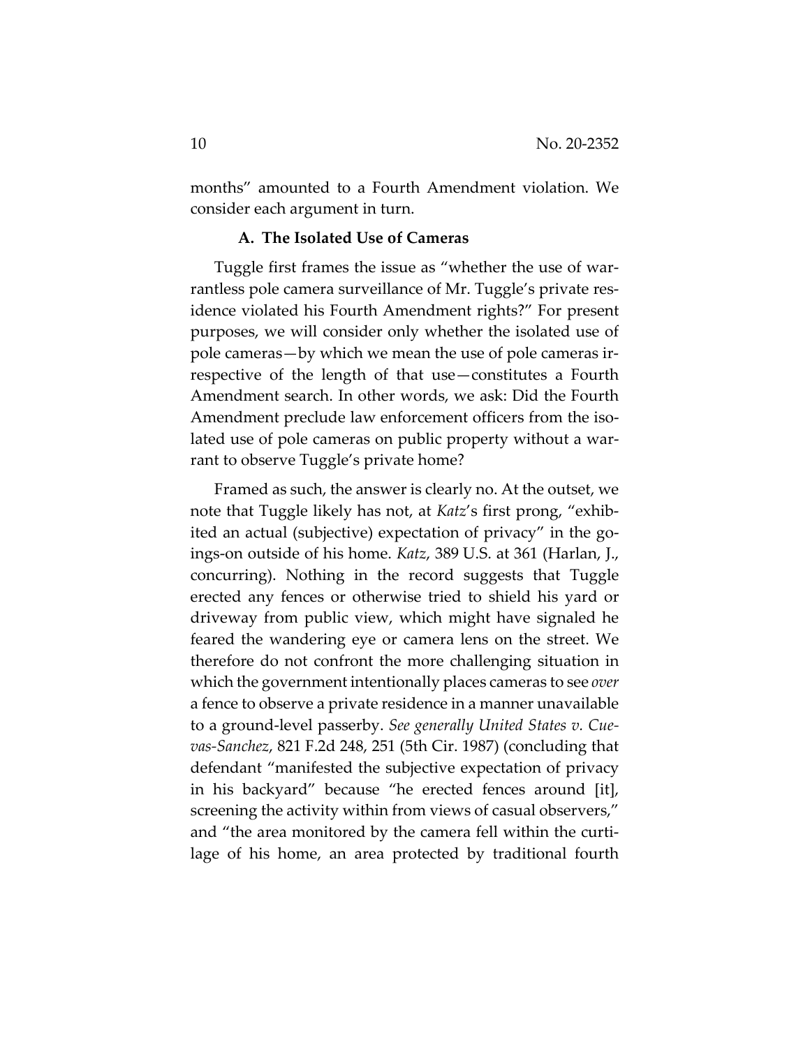months" amounted to a Fourth Amendment violation. We consider each argument in turn.

### A. The Isolated Use of Cameras

Tuggle first frames the issue as "whether the use of warrantless pole camera surveillance of Mr. Tuggle's private residence violated his Fourth Amendment rights?" For present purposes, we will consider only whether the isolated use of pole cameras—by which we mean the use of pole cameras irrespective of the length of that use—constitutes a Fourth Amendment search. In other words, we ask: Did the Fourth Amendment preclude law enforcement officers from the isolated use of pole cameras on public property without a warrant to observe Tuggle's private home?

Framed as such, the answer is clearly no. At the outset, we note that Tuggle likely has not, at *Katz*'s first prong, "exhibited an actual (subjective) expectation of privacy" in the goings-on outside of his home. *Katz*, 389 U.S. at 361 (Harlan, J., concurring). Nothing in the record suggests that Tuggle erected any fences or otherwise tried to shield his yard or driveway from public view, which might have signaled he feared the wandering eye or camera lens on the street. We therefore do not confront the more challenging situation in which the government intentionally places cameras to see *over* a fence to observe a private residence in a manner unavailable to a ground-level passerby. *See generally United States v. Cuevas-Sanchez*, 821 F.2d 248, 251 (5th Cir. 1987) (concluding that defendant "manifested the subjective expectation of privacy in his backyard" because "he erected fences around [it], screening the activity within from views of casual observers," and "the area monitored by the camera fell within the curtilage of his home, an area protected by traditional fourth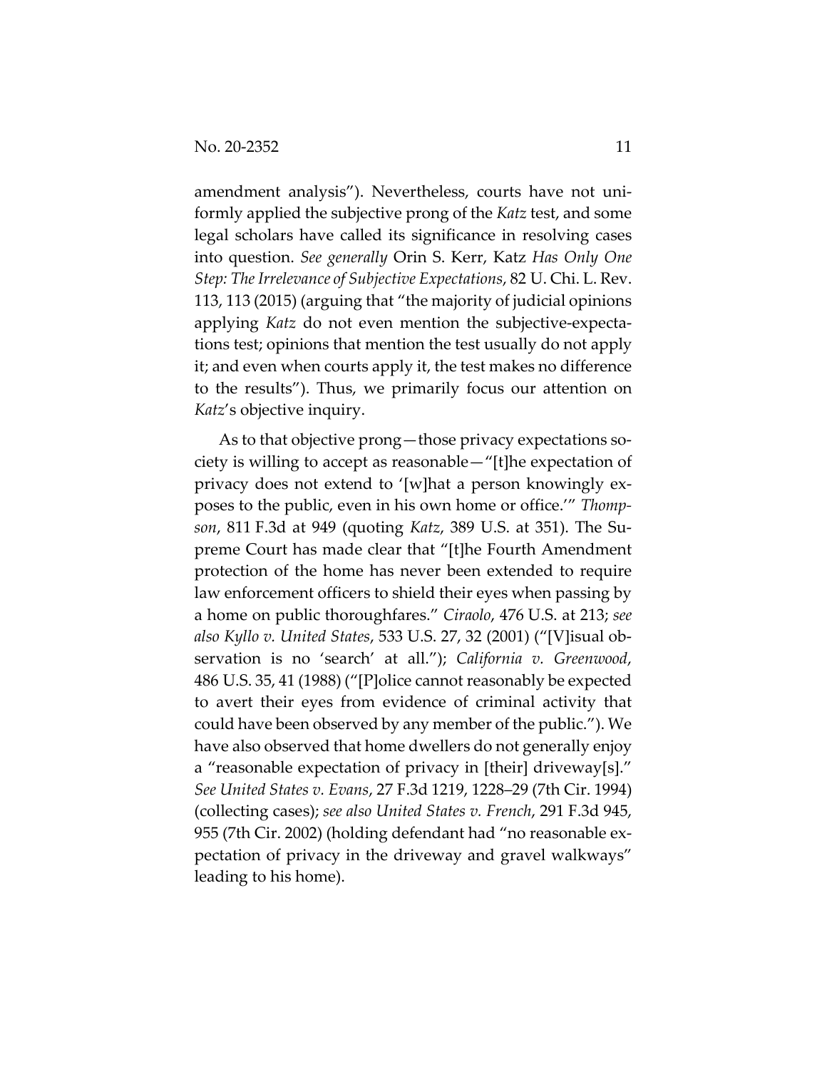amendment analysis"). Nevertheless, courts have not uniformly applied the subjective prong of the *Katz* test, and some legal scholars have called its significance in resolving cases into question. *See generally* Orin S. Kerr, Katz *Has Only One Step: The Irrelevance of Subjective Expectations*, 82 U. Chi. L. Rev. 113, 113 (2015) (arguing that "the majority of judicial opinions applying *Katz* do not even mention the subjective-expectations test; opinions that mention the test usually do not apply it; and even when courts apply it, the test makes no difference to the results"). Thus, we primarily focus our attention on *Katz*'s objective inquiry.

As to that objective prong—those privacy expectations society is willing to accept as reasonable—"[t]he expectation of privacy does not extend to '[w]hat a person knowingly exposes to the public, even in his own home or office.'" *Thompson*, 811 F.3d at 949 (quoting *Katz*, 389 U.S. at 351). The Supreme Court has made clear that "[t]he Fourth Amendment protection of the home has never been extended to require law enforcement officers to shield their eyes when passing by a home on public thoroughfares." *Ciraolo*, 476 U.S. at 213; *see also Kyllo v. United States*, 533 U.S. 27, 32 (2001) ("[V]isual observation is no 'search' at all."); *California v. Greenwood*, 486 U.S. 35, 41 (1988) ("[P]olice cannot reasonably be expected to avert their eyes from evidence of criminal activity that could have been observed by any member of the public."). We have also observed that home dwellers do not generally enjoy a "reasonable expectation of privacy in [their] driveway[s]." *See United States v. Evans*, 27 F.3d 1219, 1228–29 (7th Cir. 1994) (collecting cases); *see also United States v. French*, 291 F.3d 945, 955 (7th Cir. 2002) (holding defendant had "no reasonable expectation of privacy in the driveway and gravel walkways" leading to his home).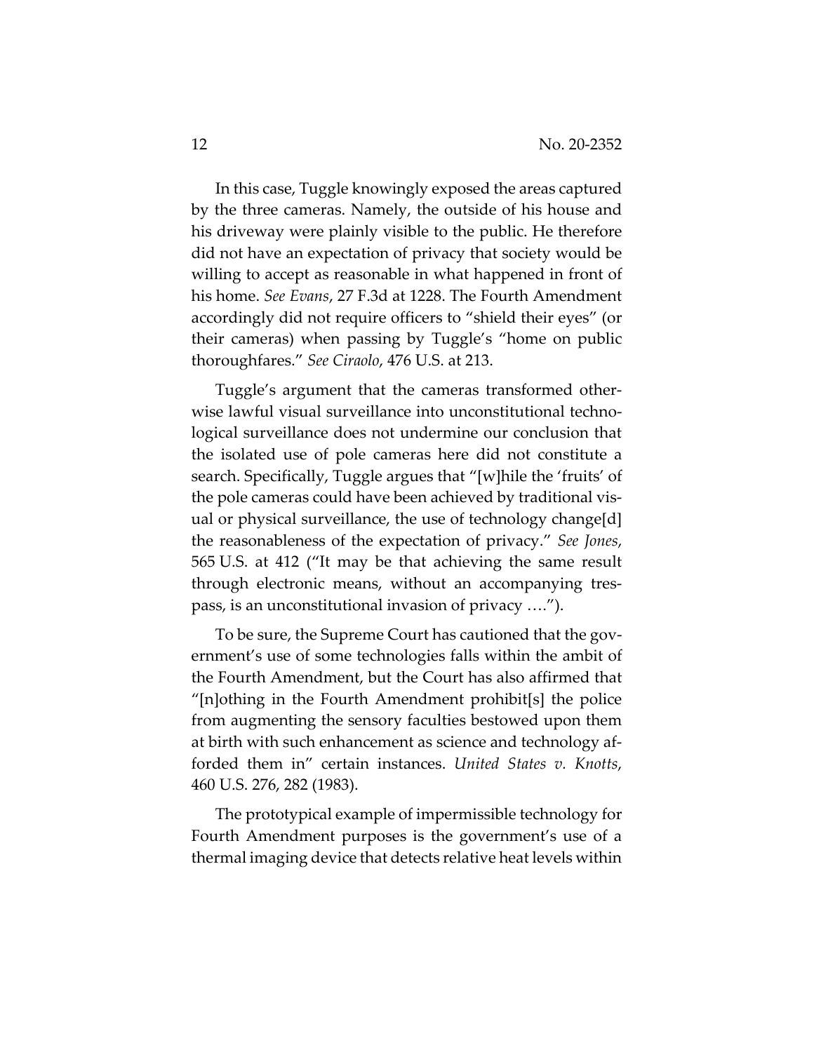In this case, Tuggle knowingly exposed the areas captured by the three cameras. Namely, the outside of his house and his driveway were plainly visible to the public. He therefore did not have an expectation of privacy that society would be willing to accept as reasonable in what happened in front of his home. *See Evans*, 27 F.3d at 1228. The Fourth Amendment accordingly did not require officers to "shield their eyes" (or their cameras) when passing by Tuggle's "home on public thoroughfares." *See Ciraolo*, 476 U.S. at 213.

Tuggle's argument that the cameras transformed otherwise lawful visual surveillance into unconstitutional technological surveillance does not undermine our conclusion that the isolated use of pole cameras here did not constitute a search. Specifically, Tuggle argues that "[w]hile the 'fruits' of the pole cameras could have been achieved by traditional visual or physical surveillance, the use of technology change[d] the reasonableness of the expectation of privacy." *See Jones*, 565 U.S. at 412 ("It may be that achieving the same result through electronic means, without an accompanying trespass, is an unconstitutional invasion of privacy ….").

To be sure, the Supreme Court has cautioned that the government's use of some technologies falls within the ambit of the Fourth Amendment, but the Court has also affirmed that "[n]othing in the Fourth Amendment prohibit[s] the police from augmenting the sensory faculties bestowed upon them at birth with such enhancement as science and technology afforded them in" certain instances. *United States v. Knotts*, 460 U.S. 276, 282 (1983).

The prototypical example of impermissible technology for Fourth Amendment purposes is the government's use of a thermal imaging device that detects relative heat levels within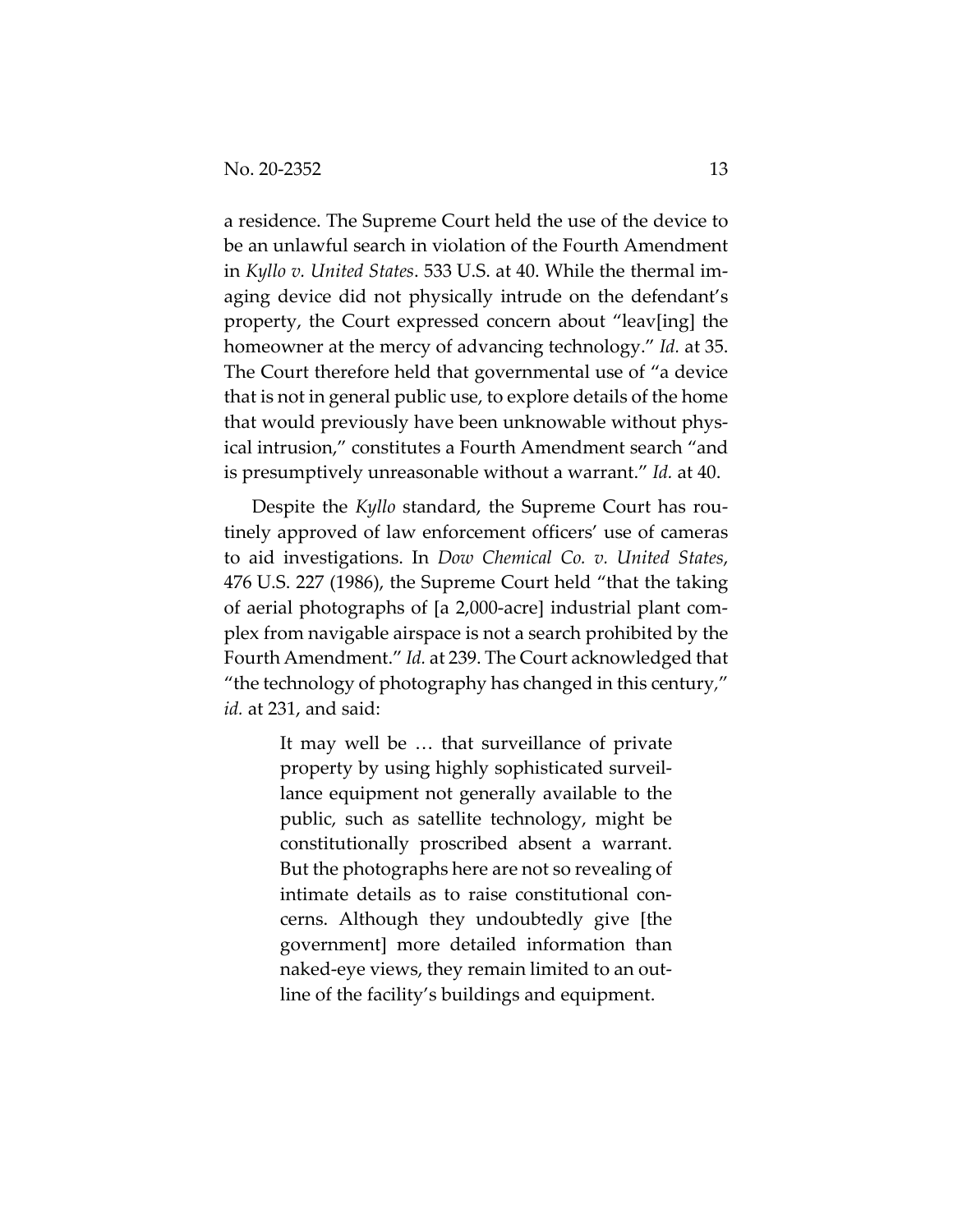a residence. The Supreme Court held the use of the device to be an unlawful search in violation of the Fourth Amendment in *Kyllo v. United States*. 533 U.S. at 40. While the thermal imaging device did not physically intrude on the defendant's property, the Court expressed concern about "leav[ing] the homeowner at the mercy of advancing technology." *Id.* at 35. The Court therefore held that governmental use of "a device that is not in general public use, to explore details of the home that would previously have been unknowable without physical intrusion," constitutes a Fourth Amendment search "and is presumptively unreasonable without a warrant." *Id.* at 40.

Despite the *Kyllo* standard, the Supreme Court has routinely approved of law enforcement officers' use of cameras to aid investigations. In *Dow Chemical Co. v. United States*, 476 U.S. 227 (1986), the Supreme Court held "that the taking of aerial photographs of [a 2,000-acre] industrial plant complex from navigable airspace is not a search prohibited by the Fourth Amendment." *Id.* at 239. The Court acknowledged that "the technology of photography has changed in this century," *id.* at 231, and said:

> It may well be … that surveillance of private property by using highly sophisticated surveillance equipment not generally available to the public, such as satellite technology, might be constitutionally proscribed absent a warrant. But the photographs here are not so revealing of intimate details as to raise constitutional concerns. Although they undoubtedly give [the government] more detailed information than naked-eye views, they remain limited to an outline of the facility's buildings and equipment.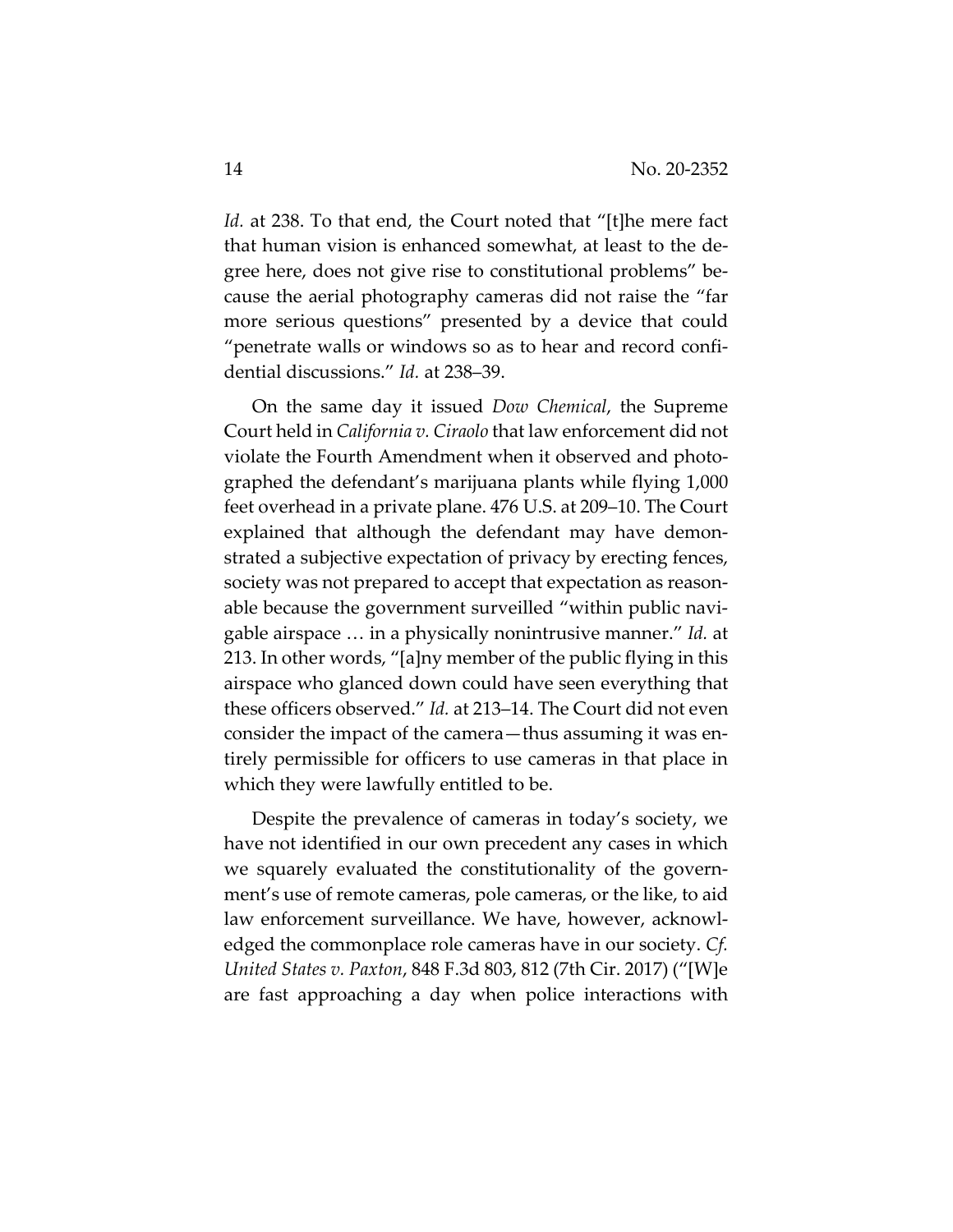*Id.* at 238. To that end, the Court noted that "[t]he mere fact that human vision is enhanced somewhat, at least to the degree here, does not give rise to constitutional problems" because the aerial photography cameras did not raise the "far more serious questions" presented by a device that could "penetrate walls or windows so as to hear and record confidential discussions." *Id.* at 238–39.

On the same day it issued *Dow Chemical*, the Supreme Court held in *California v. Ciraolo* that law enforcement did not violate the Fourth Amendment when it observed and photographed the defendant's marijuana plants while flying 1,000 feet overhead in a private plane. 476 U.S. at 209–10. The Court explained that although the defendant may have demonstrated a subjective expectation of privacy by erecting fences, society was not prepared to accept that expectation as reasonable because the government surveilled "within public navigable airspace … in a physically nonintrusive manner." *Id.* at 213. In other words, "[a]ny member of the public flying in this airspace who glanced down could have seen everything that these officers observed." *Id.* at 213–14. The Court did not even consider the impact of the camera—thus assuming it was entirely permissible for officers to use cameras in that place in which they were lawfully entitled to be.

Despite the prevalence of cameras in today's society, we have not identified in our own precedent any cases in which we squarely evaluated the constitutionality of the government's use of remote cameras, pole cameras, or the like, to aid law enforcement surveillance. We have, however, acknowledged the commonplace role cameras have in our society. *Cf. United States v. Paxton*, 848 F.3d 803, 812 (7th Cir. 2017) ("[W]e are fast approaching a day when police interactions with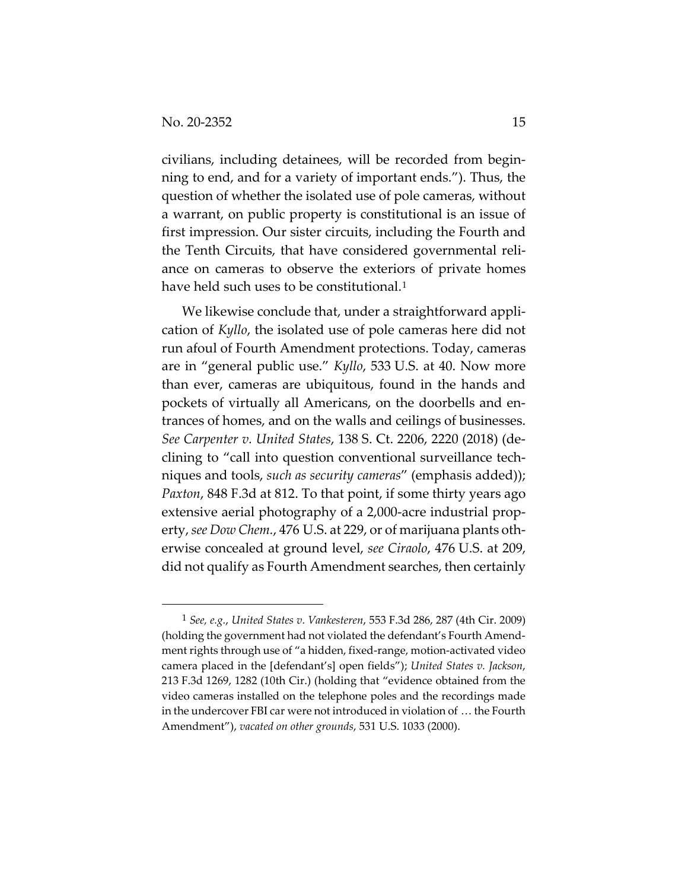civilians, including detainees, will be recorded from beginning to end, and for a variety of important ends."). Thus, the question of whether the isolated use of pole cameras, without a warrant, on public property is constitutional is an issue of first impression. Our sister circuits, including the Fourth and the Tenth Circuits, that have considered governmental reliance on cameras to observe the exteriors of private homes have held such uses to be constitutional.[1]

We likewise conclude that, under a straightforward application of *Kyllo*, the isolated use of pole cameras here did not run afoul of Fourth Amendment protections. Today, cameras are in "general public use." *Kyllo*, 533 U.S. at 40. Now more than ever, cameras are ubiquitous, found in the hands and pockets of virtually all Americans, on the doorbells and entrances of homes, and on the walls and ceilings of businesses. *See Carpenter v. United States*, 138 S. Ct. 2206, 2220 (2018) (declining to "call into question conventional surveillance techniques and tools, *such as security cameras*" (emphasis added)); *Paxton*, 848 F.3d at 812. To that point, if some thirty years ago extensive aerial photography of a 2,000-acre industrial property, *see Dow Chem.*, 476 U.S. at 229, or of marijuana plants otherwise concealed at ground level, *see Ciraolo*, 476 U.S. at 209, did not qualify as Fourth Amendment searches, then certainly

---

[1] *See, e.g.*, *United States v. Vankesteren*, 553 F.3d 286, 287 (4th Cir. 2009) (holding the government had not violated the defendant's Fourth Amendment rights through use of "a hidden, fixed-range, motion-activated video camera placed in the [defendant's] open fields"); *United States v. Jackson*, 213 F.3d 1269, 1282 (10th Cir.) (holding that "evidence obtained from the video cameras installed on the telephone poles and the recordings made in the undercover FBI car were not introduced in violation of … the Fourth Amendment"), *vacated on other grounds*, 531 U.S. 1033 (2000).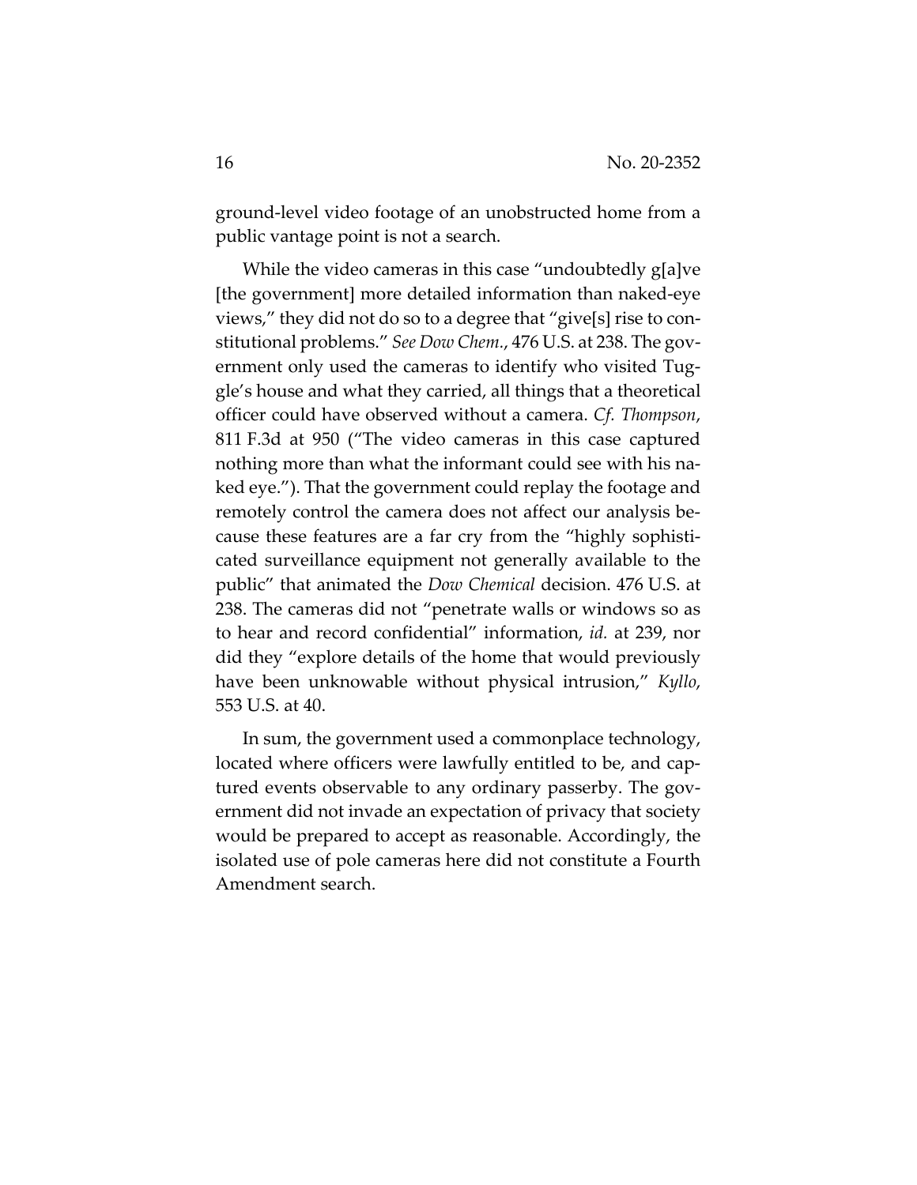ground-level video footage of an unobstructed home from a public vantage point is not a search.

While the video cameras in this case "undoubtedly g[a]ve [the government] more detailed information than naked-eye views," they did not do so to a degree that "give[s] rise to constitutional problems." *See Dow Chem.*, 476 U.S. at 238. The government only used the cameras to identify who visited Tuggle's house and what they carried, all things that a theoretical officer could have observed without a camera. *Cf. Thompson*, 811 F.3d at 950 ("The video cameras in this case captured nothing more than what the informant could see with his naked eye."). That the government could replay the footage and remotely control the camera does not affect our analysis because these features are a far cry from the "highly sophisticated surveillance equipment not generally available to the public" that animated the *Dow Chemical* decision. 476 U.S. at 238. The cameras did not "penetrate walls or windows so as to hear and record confidential" information, *id.* at 239, nor did they "explore details of the home that would previously have been unknowable without physical intrusion," *Kyllo*, 553 U.S. at 40.

In sum, the government used a commonplace technology, located where officers were lawfully entitled to be, and captured events observable to any ordinary passerby. The government did not invade an expectation of privacy that society would be prepared to accept as reasonable. Accordingly, the isolated use of pole cameras here did not constitute a Fourth Amendment search.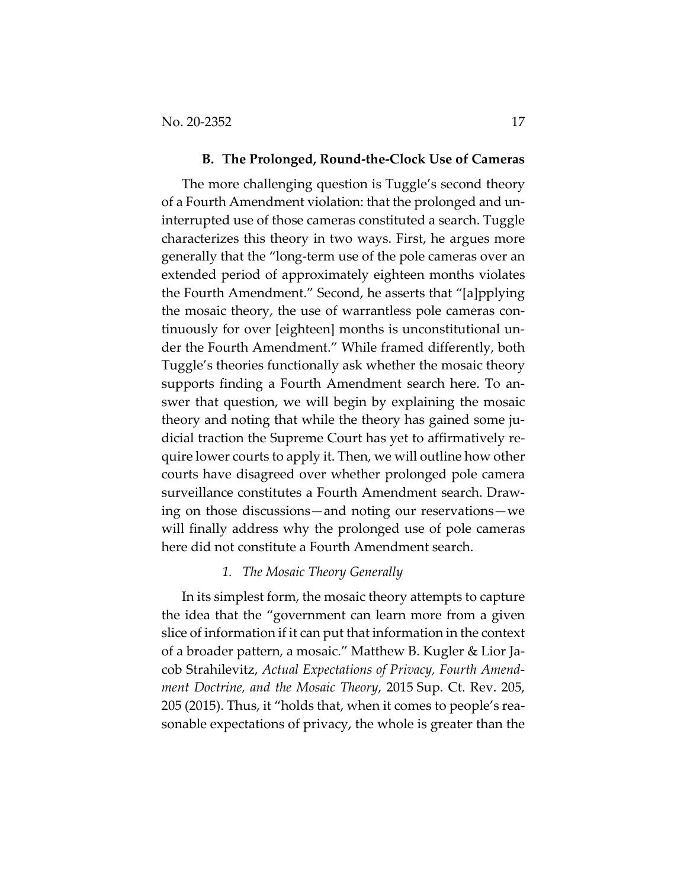### B. The Prolonged, Round-the-Clock Use of Cameras

The more challenging question is Tuggle's second theory of a Fourth Amendment violation: that the prolonged and uninterrupted use of those cameras constituted a search. Tuggle characterizes this theory in two ways. First, he argues more generally that the "long-term use of the pole cameras over an extended period of approximately eighteen months violates the Fourth Amendment." Second, he asserts that "[a]pplying the mosaic theory, the use of warrantless pole cameras continuously for over [eighteen] months is unconstitutional under the Fourth Amendment." While framed differently, both Tuggle's theories functionally ask whether the mosaic theory supports finding a Fourth Amendment search here. To answer that question, we will begin by explaining the mosaic theory and noting that while the theory has gained some judicial traction the Supreme Court has yet to affirmatively require lower courts to apply it. Then, we will outline how other courts have disagreed over whether prolonged pole camera surveillance constitutes a Fourth Amendment search. Drawing on those discussions—and noting our reservations—we will finally address why the prolonged use of pole cameras here did not constitute a Fourth Amendment search.

#### *1. The Mosaic Theory Generally*

In its simplest form, the mosaic theory attempts to capture the idea that the "government can learn more from a given slice of information if it can put that information in the context of a broader pattern, a mosaic." Matthew B. Kugler & Lior Jacob Strahilevitz, *Actual Expectations of Privacy, Fourth Amendment Doctrine, and the Mosaic Theory,* 2015 Sup. Ct. Rev. 205, 205 (2015). Thus, it "holds that, when it comes to people's reasonable expectations of privacy, the whole is greater than the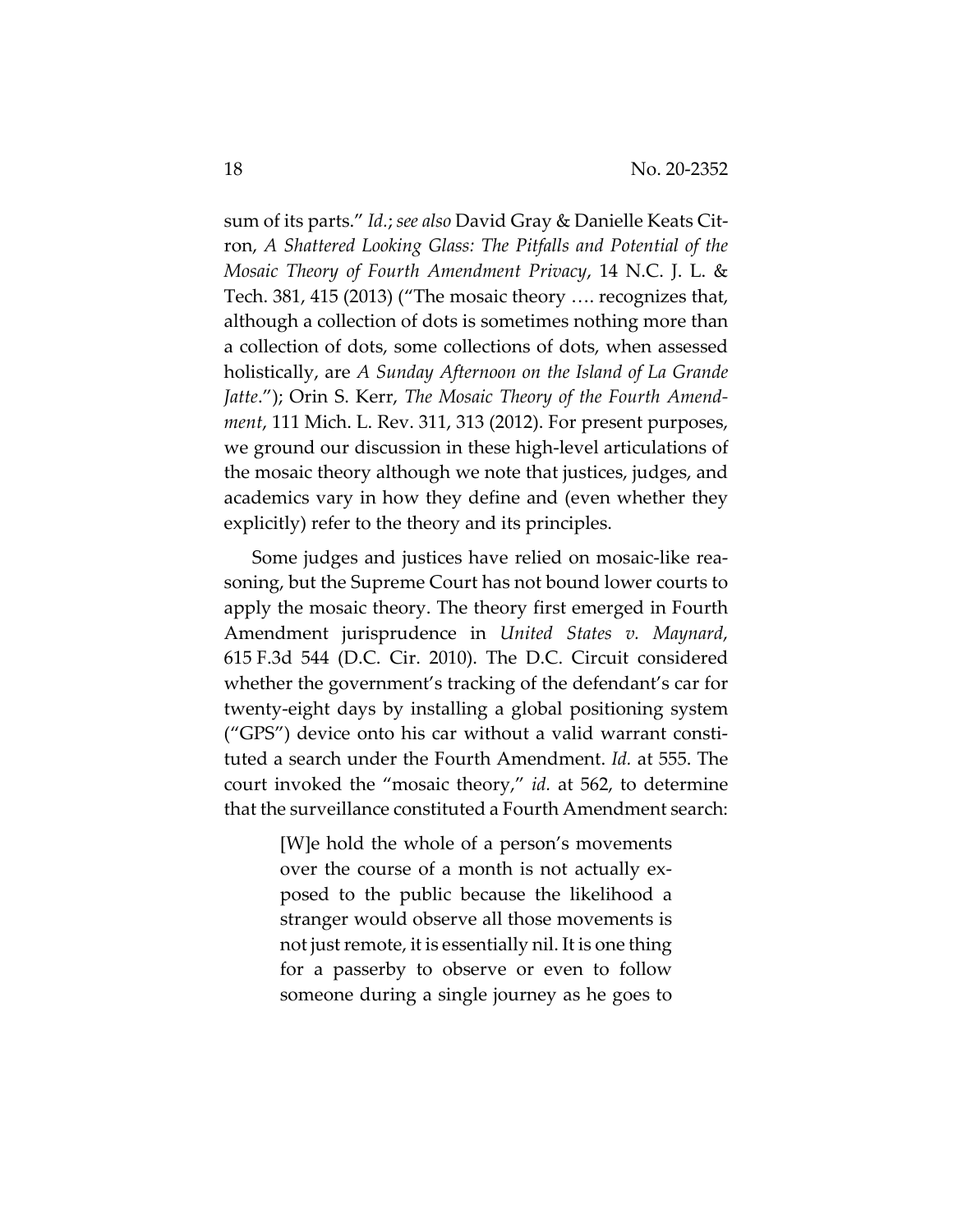sum of its parts." *Id.*; *see also* David Gray & Danielle Keats Citron, *A Shattered Looking Glass: The Pitfalls and Potential of the Mosaic Theory of Fourth Amendment Privacy*, 14 N.C. J. L. & Tech. 381, 415 (2013) ("The mosaic theory …. recognizes that, although a collection of dots is sometimes nothing more than a collection of dots, some collections of dots, when assessed holistically, are *A Sunday Afternoon on the Island of La Grande Jatte*."); Orin S. Kerr, *The Mosaic Theory of the Fourth Amendment*, 111 Mich. L. Rev. 311, 313 (2012). For present purposes, we ground our discussion in these high-level articulations of the mosaic theory although we note that justices, judges, and academics vary in how they define and (even whether they explicitly) refer to the theory and its principles.

Some judges and justices have relied on mosaic-like reasoning, but the Supreme Court has not bound lower courts to apply the mosaic theory. The theory first emerged in Fourth Amendment jurisprudence in *United States v. Maynard*, 615 F.3d 544 (D.C. Cir. 2010). The D.C. Circuit considered whether the government's tracking of the defendant's car for twenty-eight days by installing a global positioning system ("GPS") device onto his car without a valid warrant constituted a search under the Fourth Amendment. *Id.* at 555. The court invoked the "mosaic theory," *id.* at 562, to determine that the surveillance constituted a Fourth Amendment search:

> [W]e hold the whole of a person's movements over the course of a month is not actually exposed to the public because the likelihood a stranger would observe all those movements is not just remote, it is essentially nil. It is one thing for a passerby to observe or even to follow someone during a single journey as he goes to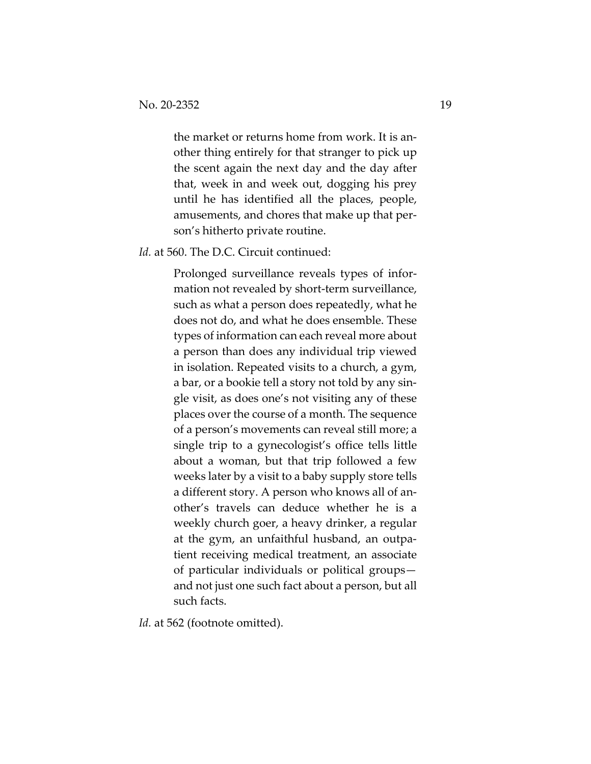> the market or returns home from work. It is another thing entirely for that stranger to pick up the scent again the next day and the day after that, week in and week out, dogging his prey until he has identified all the places, people, amusements, and chores that make up that person's hitherto private routine.

*Id.* at 560. The D.C. Circuit continued:

> Prolonged surveillance reveals types of information not revealed by short-term surveillance, such as what a person does repeatedly, what he does not do, and what he does ensemble. These types of information can each reveal more about a person than does any individual trip viewed in isolation. Repeated visits to a church, a gym, a bar, or a bookie tell a story not told by any single visit, as does one's not visiting any of these places over the course of a month. The sequence of a person's movements can reveal still more; a single trip to a gynecologist's office tells little about a woman, but that trip followed a few weeks later by a visit to a baby supply store tells a different story. A person who knows all of another's travels can deduce whether he is a weekly church goer, a heavy drinker, a regular at the gym, an unfaithful husband, an outpatient receiving medical treatment, an associate of particular individuals or political groups—and not just one such fact about a person, but all such facts.

*Id.* at 562 (footnote omitted).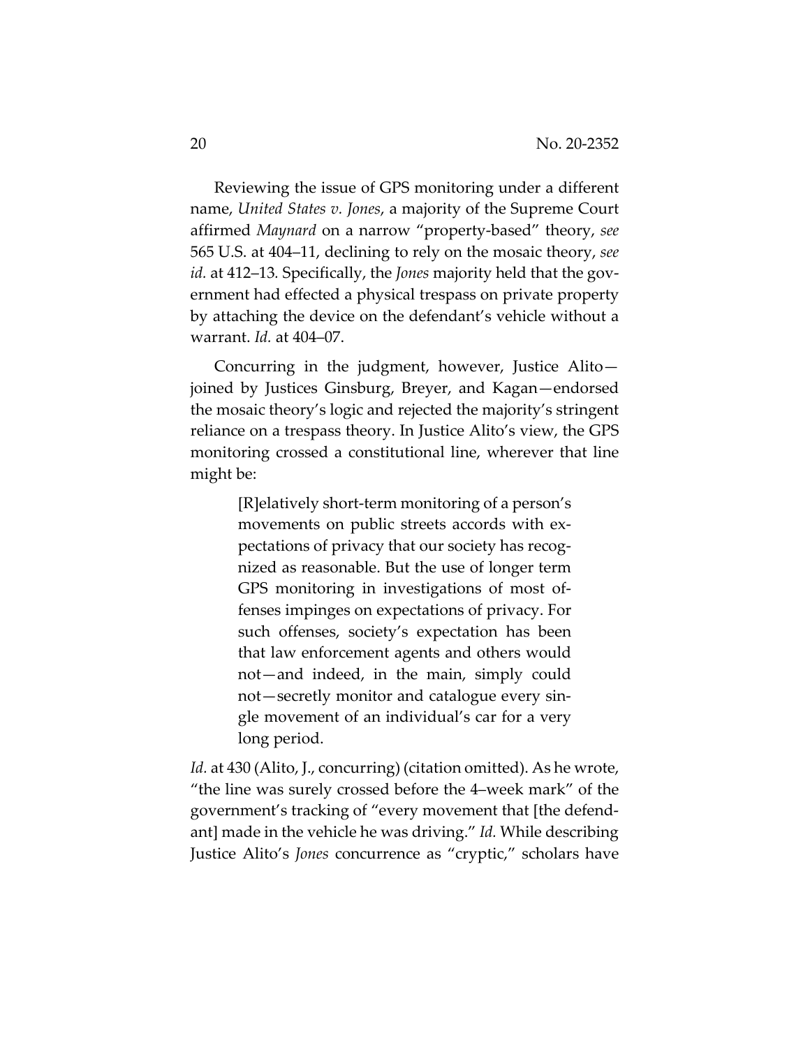Reviewing the issue of GPS monitoring under a different name, *United States v. Jones*, a majority of the Supreme Court affirmed *Maynard* on a narrow "property-based" theory, *see* 565 U.S. at 404–11, declining to rely on the mosaic theory, *see id.* at 412–13. Specifically, the *Jones* majority held that the government had effected a physical trespass on private property by attaching the device on the defendant's vehicle without a warrant. *Id.* at 404–07.

Concurring in the judgment, however, Justice Alito—joined by Justices Ginsburg, Breyer, and Kagan—endorsed the mosaic theory's logic and rejected the majority's stringent reliance on a trespass theory. In Justice Alito's view, the GPS monitoring crossed a constitutional line, wherever that line might be:

> [R]elatively short-term monitoring of a person's movements on public streets accords with expectations of privacy that our society has recognized as reasonable. But the use of longer term GPS monitoring in investigations of most offenses impinges on expectations of privacy. For such offenses, society's expectation has been that law enforcement agents and others would not—and indeed, in the main, simply could not—secretly monitor and catalogue every single movement of an individual's car for a very long period.

*Id.* at 430 (Alito, J., concurring) (citation omitted). As he wrote, "the line was surely crossed before the 4–week mark" of the government's tracking of "every movement that [the defendant] made in the vehicle he was driving." *Id.* While describing Justice Alito's *Jones* concurrence as "cryptic," scholars have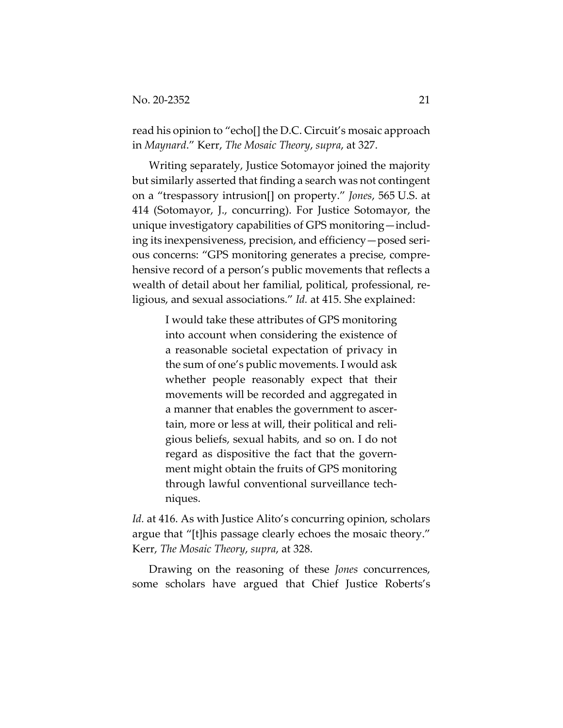read his opinion to "echo[] the D.C. Circuit's mosaic approach in *Maynard*." Kerr, *The Mosaic Theory*, *supra*, at 327.

Writing separately, Justice Sotomayor joined the majority but similarly asserted that finding a search was not contingent on a "trespassory intrusion[] on property." *Jones*, 565 U.S. at 414 (Sotomayor, J., concurring). For Justice Sotomayor, the unique investigatory capabilities of GPS monitoring—including its inexpensiveness, precision, and efficiency—posed serious concerns: "GPS monitoring generates a precise, comprehensive record of a person's public movements that reflects a wealth of detail about her familial, political, professional, religious, and sexual associations." *Id.* at 415. She explained:

> I would take these attributes of GPS monitoring into account when considering the existence of a reasonable societal expectation of privacy in the sum of one's public movements. I would ask whether people reasonably expect that their movements will be recorded and aggregated in a manner that enables the government to ascertain, more or less at will, their political and religious beliefs, sexual habits, and so on. I do not regard as dispositive the fact that the government might obtain the fruits of GPS monitoring through lawful conventional surveillance techniques.

*Id.* at 416. As with Justice Alito's concurring opinion, scholars argue that "[t]his passage clearly echoes the mosaic theory." Kerr, *The Mosaic Theory*, *supra*, at 328.

Drawing on the reasoning of these *Jones* concurrences, some scholars have argued that Chief Justice Roberts's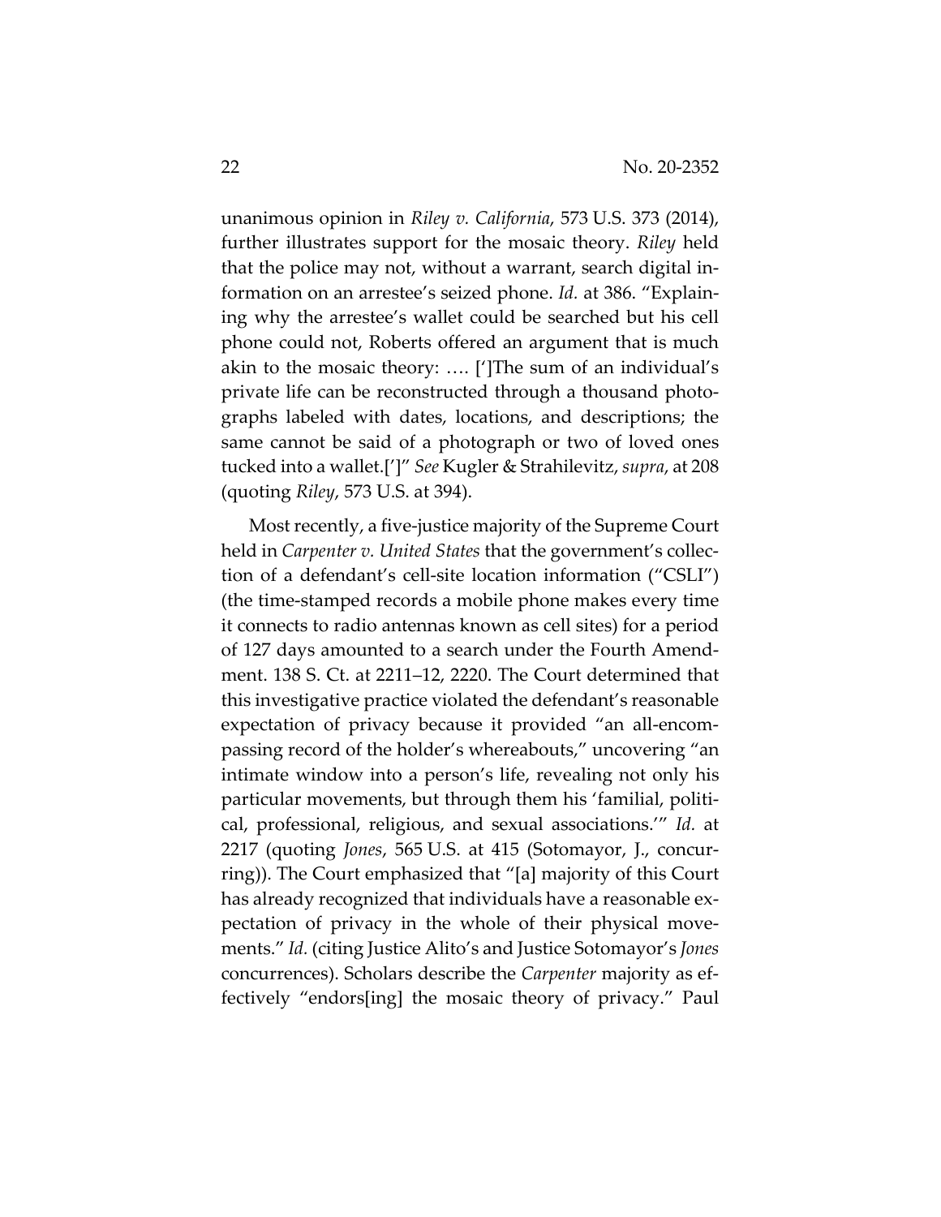unanimous opinion in *Riley v. California*, 573 U.S. 373 (2014), further illustrates support for the mosaic theory. *Riley* held that the police may not, without a warrant, search digital information on an arrestee's seized phone. *Id.* at 386. "Explaining why the arrestee's wallet could be searched but his cell phone could not, Roberts offered an argument that is much akin to the mosaic theory: …. [']The sum of an individual's private life can be reconstructed through a thousand photographs labeled with dates, locations, and descriptions; the same cannot be said of a photograph or two of loved ones tucked into a wallet.[']" *See* Kugler & Strahilevitz, *supra*, at 208 (quoting *Riley*, 573 U.S. at 394).

Most recently, a five-justice majority of the Supreme Court held in *Carpenter v. United States* that the government's collection of a defendant's cell-site location information ("CSLI") (the time-stamped records a mobile phone makes every time it connects to radio antennas known as cell sites) for a period of 127 days amounted to a search under the Fourth Amendment. 138 S. Ct. at 2211–12, 2220. The Court determined that this investigative practice violated the defendant's reasonable expectation of privacy because it provided "an all-encompassing record of the holder's whereabouts," uncovering "an intimate window into a person's life, revealing not only his particular movements, but through them his 'familial, political, professional, religious, and sexual associations.'" *Id.* at 2217 (quoting *Jones*, 565 U.S. at 415 (Sotomayor, J., concurring)). The Court emphasized that "[a] majority of this Court has already recognized that individuals have a reasonable expectation of privacy in the whole of their physical movements." *Id.* (citing Justice Alito's and Justice Sotomayor's *Jones* concurrences). Scholars describe the *Carpenter* majority as effectively "endors[ing] the mosaic theory of privacy." Paul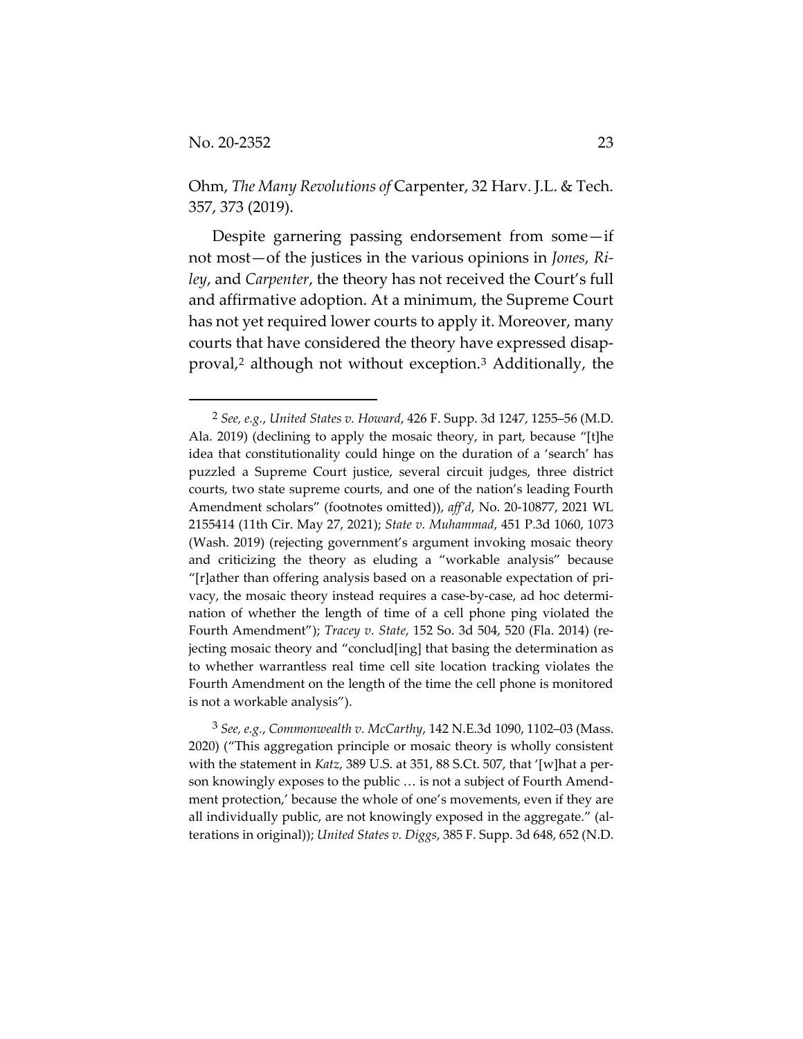Ohm, *The Many Revolutions of* Carpenter, 32 Harv. J.L. & Tech. 357, 373 (2019).

Despite garnering passing endorsement from some—if not most—of the justices in the various opinions in *Jones*, *Riley*, and *Carpenter*, the theory has not received the Court's full and affirmative adoption. At a minimum, the Supreme Court has not yet required lower courts to apply it. Moreover, many courts that have considered the theory have expressed disapproval,[2] although not without exception.[3] Additionally, the

---

[2] *See, e.g.*, *United States v. Howard*, 426 F. Supp. 3d 1247, 1255–56 (M.D. Ala. 2019) (declining to apply the mosaic theory, in part, because "[t]he idea that constitutionality could hinge on the duration of a 'search' has puzzled a Supreme Court justice, several circuit judges, three district courts, two state supreme courts, and one of the nation's leading Fourth Amendment scholars" (footnotes omitted)), *aff'd*, No. 20-10877, 2021 WL 2155414 (11th Cir. May 27, 2021); *State v. Muhammad*, 451 P.3d 1060, 1073 (Wash. 2019) (rejecting government's argument invoking mosaic theory and criticizing the theory as eluding a "workable analysis" because "[r]ather than offering analysis based on a reasonable expectation of privacy, the mosaic theory instead requires a case-by-case, ad hoc determination of whether the length of time of a cell phone ping violated the Fourth Amendment"); *Tracey v. State*, 152 So. 3d 504, 520 (Fla. 2014) (rejecting mosaic theory and "conclud[ing] that basing the determination as to whether warrantless real time cell site location tracking violates the Fourth Amendment on the length of the time the cell phone is monitored is not a workable analysis").

[3] *See, e.g.*, *Commonwealth v. McCarthy*, 142 N.E.3d 1090, 1102–03 (Mass. 2020) ("This aggregation principle or mosaic theory is wholly consistent with the statement in *Katz*, 389 U.S. at 351, 88 S.Ct. 507, that '[w]hat a person knowingly exposes to the public … is not a subject of Fourth Amendment protection,' because the whole of one's movements, even if they are all individually public, are not knowingly exposed in the aggregate." (alterations in original)); *United States v. Diggs*, 385 F. Supp. 3d 648, 652 (N.D.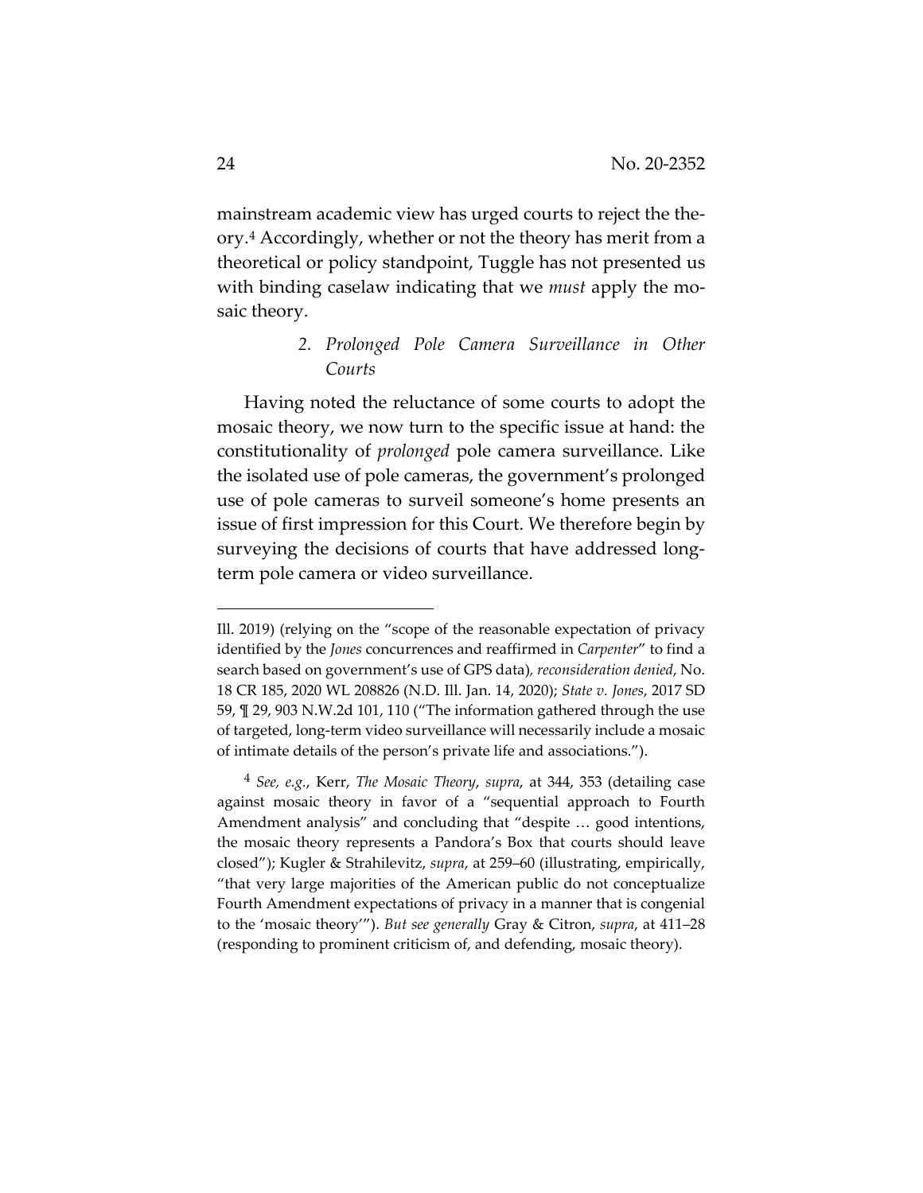mainstream academic view has urged courts to reject the theory.[4] Accordingly, whether or not the theory has merit from a theoretical or policy standpoint, Tuggle has not presented us with binding caselaw indicating that we *must* apply the mosaic theory.

### 2. *Prolonged Pole Camera Surveillance in Other Courts*

Having noted the reluctance of some courts to adopt the mosaic theory, we now turn to the specific issue at hand: the constitutionality of *prolonged* pole camera surveillance. Like the isolated use of pole cameras, the government's prolonged use of pole cameras to surveil someone's home presents an issue of first impression for this Court. We therefore begin by surveying the decisions of courts that have addressed long-term pole camera or video surveillance.

---

Ill. 2019) (relying on the "scope of the reasonable expectation of privacy identified by the *Jones* concurrences and reaffirmed in *Carpenter*" to find a search based on government's use of GPS data), *reconsideration denied*, No. 18 CR 185, 2020 WL 208826 (N.D. Ill. Jan. 14, 2020); *State v. Jones*, 2017 SD 59, ¶ 29, 903 N.W.2d 101, 110 ("The information gathered through the use of targeted, long-term video surveillance will necessarily include a mosaic of intimate details of the person's private life and associations.").

[4] *See, e.g.*, Kerr, *The Mosaic Theory*, *supra*, at 344, 353 (detailing case against mosaic theory in favor of a "sequential approach to Fourth Amendment analysis" and concluding that "despite … good intentions, the mosaic theory represents a Pandora's Box that courts should leave closed"); Kugler & Strahilevitz, *supra*, at 259–60 (illustrating, empirically, "that very large majorities of the American public do not conceptualize Fourth Amendment expectations of privacy in a manner that is congenial to the 'mosaic theory'"). *But see generally* Gray & Citron, *supra*, at 411–28 (responding to prominent criticism of, and defending, mosaic theory).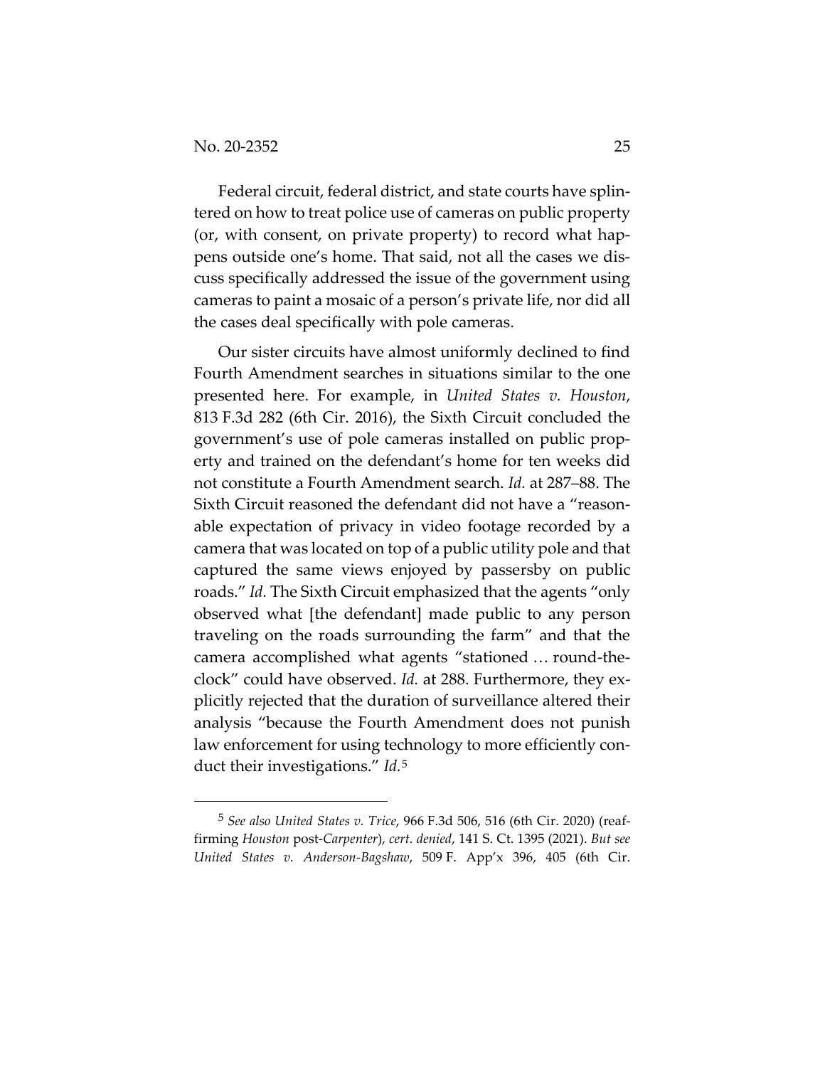Federal circuit, federal district, and state courts have splintered on how to treat police use of cameras on public property (or, with consent, on private property) to record what happens outside one's home. That said, not all the cases we discuss specifically addressed the issue of the government using cameras to paint a mosaic of a person's private life, nor did all the cases deal specifically with pole cameras.

Our sister circuits have almost uniformly declined to find Fourth Amendment searches in situations similar to the one presented here. For example, in *United States v. Houston*, 813 F.3d 282 (6th Cir. 2016), the Sixth Circuit concluded the government's use of pole cameras installed on public property and trained on the defendant's home for ten weeks did not constitute a Fourth Amendment search. *Id.* at 287–88. The Sixth Circuit reasoned the defendant did not have a "reasonable expectation of privacy in video footage recorded by a camera that was located on top of a public utility pole and that captured the same views enjoyed by passersby on public roads." *Id.* The Sixth Circuit emphasized that the agents "only observed what [the defendant] made public to any person traveling on the roads surrounding the farm" and that the camera accomplished what agents "stationed … round-the-clock" could have observed. *Id.* at 288. Furthermore, they explicitly rejected that the duration of surveillance altered their analysis "because the Fourth Amendment does not punish law enforcement for using technology to more efficiently conduct their investigations." *Id.*[5]

---

[5] *See also United States v. Trice*, 966 F.3d 506, 516 (6th Cir. 2020) (reaffirming *Houston* post-*Carpenter*), *cert. denied*, 141 S. Ct. 1395 (2021). *But see United States v. Anderson-Bagshaw*, 509 F. App'x 396, 405 (6th Cir.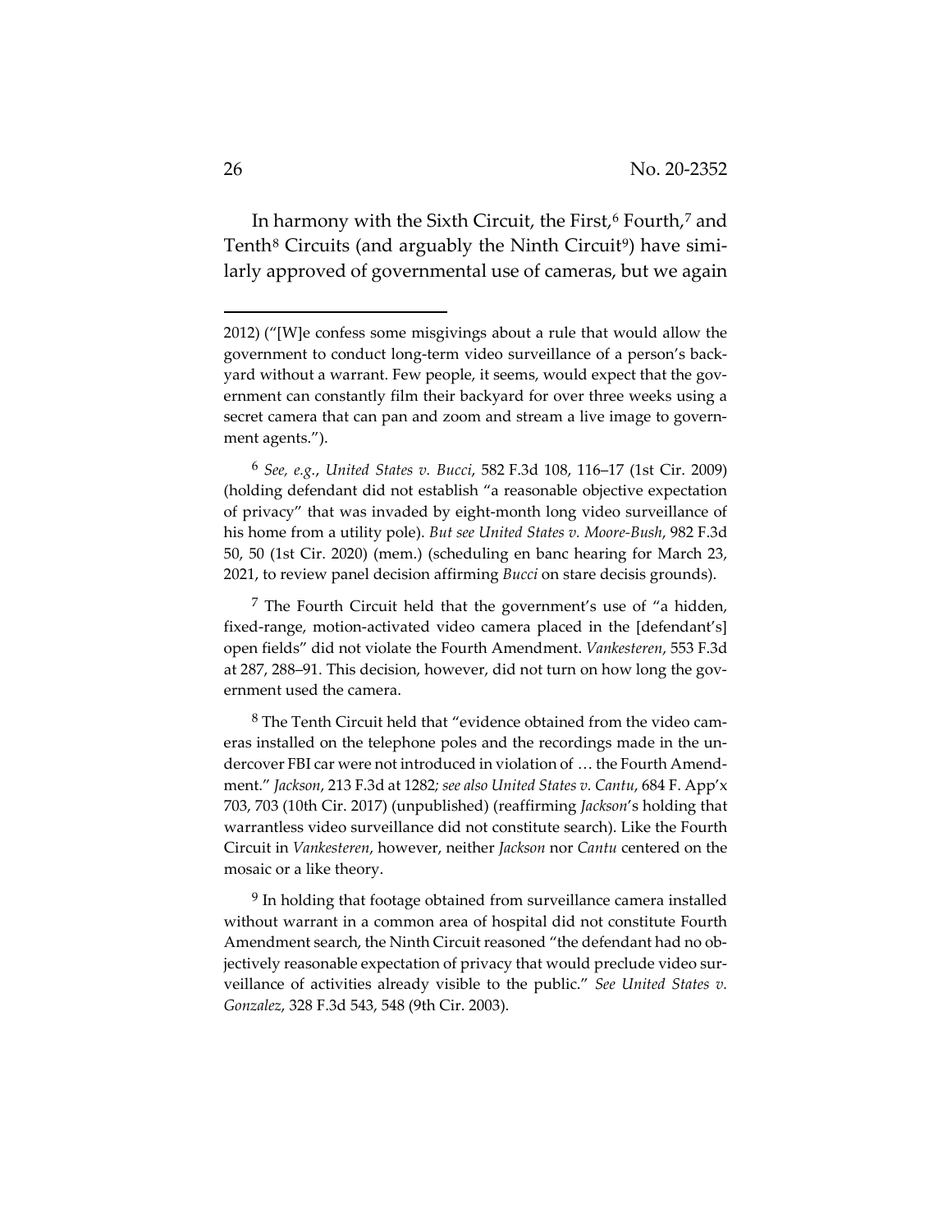In harmony with the Sixth Circuit, the First,[6] Fourth,[7] and Tenth[8] Circuits (and arguably the Ninth Circuit[9]) have similarly approved of governmental use of cameras, but we again

---

2012) ("[W]e confess some misgivings about a rule that would allow the government to conduct long-term video surveillance of a person's backyard without a warrant. Few people, it seems, would expect that the government can constantly film their backyard for over three weeks using a secret camera that can pan and zoom and stream a live image to government agents.").

[6] *See, e.g.*, *United States v. Bucci*, 582 F.3d 108, 116–17 (1st Cir. 2009) (holding defendant did not establish "a reasonable objective expectation of privacy" that was invaded by eight-month long video surveillance of his home from a utility pole). *But see United States v. Moore-Bush*, 982 F.3d 50, 50 (1st Cir. 2020) (mem.) (scheduling en banc hearing for March 23, 2021, to review panel decision affirming *Bucci* on stare decisis grounds).

[7] The Fourth Circuit held that the government's use of "a hidden, fixed-range, motion-activated video camera placed in the [defendant's] open fields" did not violate the Fourth Amendment. *Vankesteren*, 553 F.3d at 287, 288–91. This decision, however, did not turn on how long the government used the camera.

[8] The Tenth Circuit held that "evidence obtained from the video cameras installed on the telephone poles and the recordings made in the undercover FBI car were not introduced in violation of … the Fourth Amendment." *Jackson*, 213 F.3d at 1282*; see also United States v. Cantu*, 684 F. App'x 703, 703 (10th Cir. 2017) (unpublished) (reaffirming *Jackson*'s holding that warrantless video surveillance did not constitute search). Like the Fourth Circuit in *Vankesteren*, however, neither *Jackson* nor *Cantu* centered on the mosaic or a like theory.

[9] In holding that footage obtained from surveillance camera installed without warrant in a common area of hospital did not constitute Fourth Amendment search, the Ninth Circuit reasoned "the defendant had no objectively reasonable expectation of privacy that would preclude video surveillance of activities already visible to the public." *See United States v. Gonzalez*, 328 F.3d 543, 548 (9th Cir. 2003).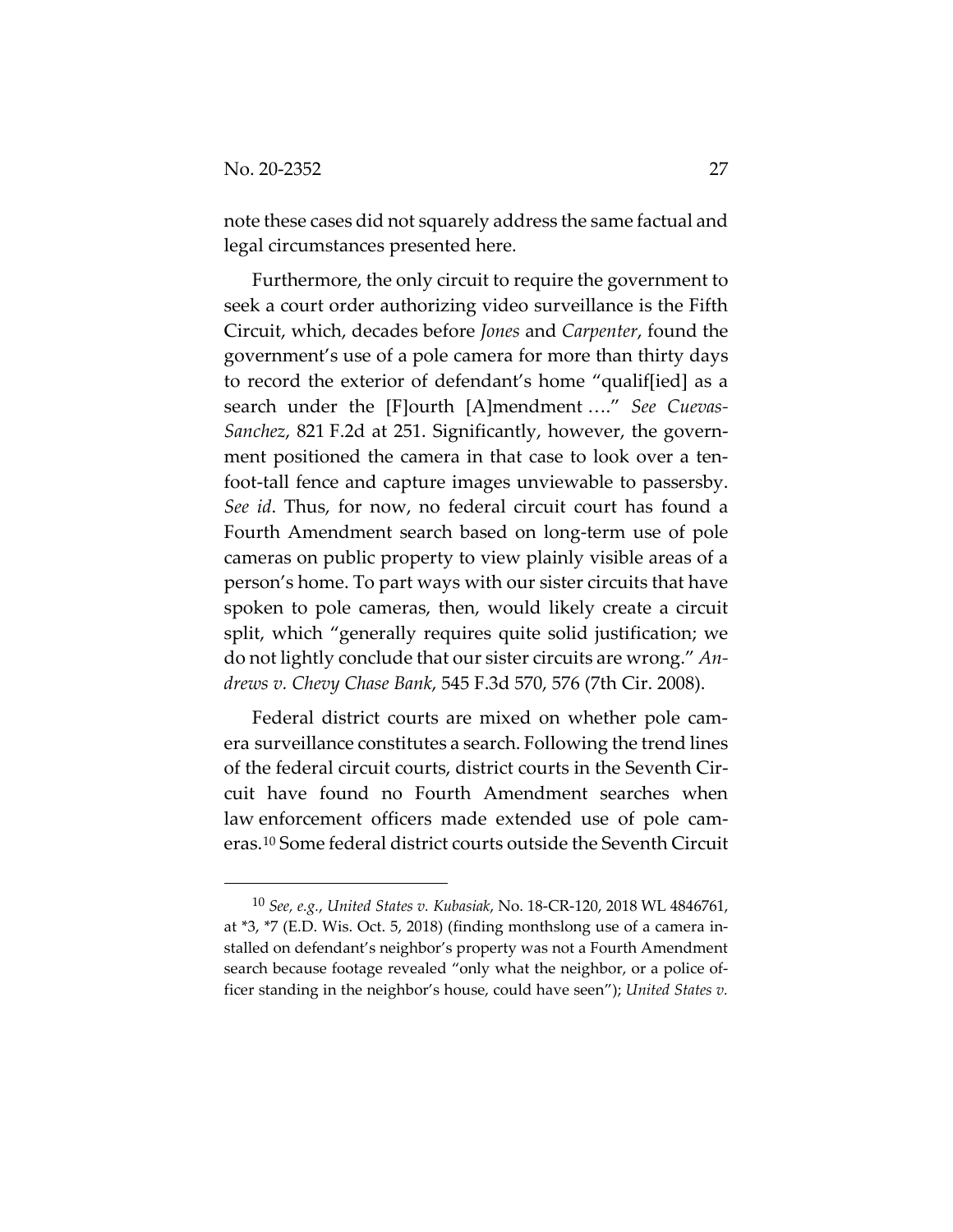note these cases did not squarely address the same factual and legal circumstances presented here.

Furthermore, the only circuit to require the government to seek a court order authorizing video surveillance is the Fifth Circuit, which, decades before *Jones* and *Carpenter*, found the government's use of a pole camera for more than thirty days to record the exterior of defendant's home "qualif[ied] as a search under the [F]ourth [A]mendment …." *See Cuevas-Sanchez*, 821 F.2d at 251. Significantly, however, the government positioned the camera in that case to look over a ten-foot-tall fence and capture images unviewable to passersby. *See id*. Thus, for now, no federal circuit court has found a Fourth Amendment search based on long-term use of pole cameras on public property to view plainly visible areas of a person's home. To part ways with our sister circuits that have spoken to pole cameras, then, would likely create a circuit split, which "generally requires quite solid justification; we do not lightly conclude that our sister circuits are wrong." *Andrews v. Chevy Chase Bank*, 545 F.3d 570, 576 (7th Cir. 2008).

Federal district courts are mixed on whether pole camera surveillance constitutes a search. Following the trend lines of the federal circuit courts, district courts in the Seventh Circuit have found no Fourth Amendment searches when law enforcement officers made extended use of pole cameras.[10] Some federal district courts outside the Seventh Circuit

[10] *See, e.g.*, *United States v. Kubasiak*, No. 18-CR-120, 2018 WL 4846761, at *3, *7 (E.D. Wis. Oct. 5, 2018) (finding monthslong use of a camera installed on defendant's neighbor's property was not a Fourth Amendment search because footage revealed "only what the neighbor, or a police officer standing in the neighbor's house, could have seen"); *United States v.*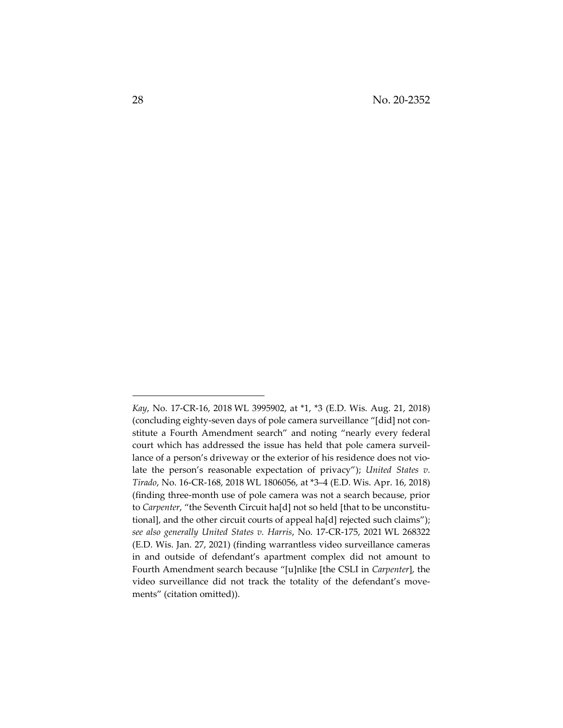*Kay*, No. 17-CR-16, 2018 WL 3995902, at *1, *3 (E.D. Wis. Aug. 21, 2018) (concluding eighty-seven days of pole camera surveillance "[did] not constitute a Fourth Amendment search" and noting "nearly every federal court which has addressed the issue has held that pole camera surveillance of a person's driveway or the exterior of his residence does not violate the person's reasonable expectation of privacy"); *United States v. Tirado*, No. 16-CR-168, 2018 WL 1806056, at *3–4 (E.D. Wis. Apr. 16, 2018) (finding three-month use of pole camera was not a search because, prior to *Carpenter*, "the Seventh Circuit ha[d] not so held [that to be unconstitutional], and the other circuit courts of appeal ha[d] rejected such claims"); *see also generally United States v. Harris*, No. 17-CR-175, 2021 WL 268322 (E.D. Wis. Jan. 27, 2021) (finding warrantless video surveillance cameras in and outside of defendant's apartment complex did not amount to Fourth Amendment search because "[u]nlike [the CSLI in *Carpenter*], the video surveillance did not track the totality of the defendant's movements" (citation omitted)).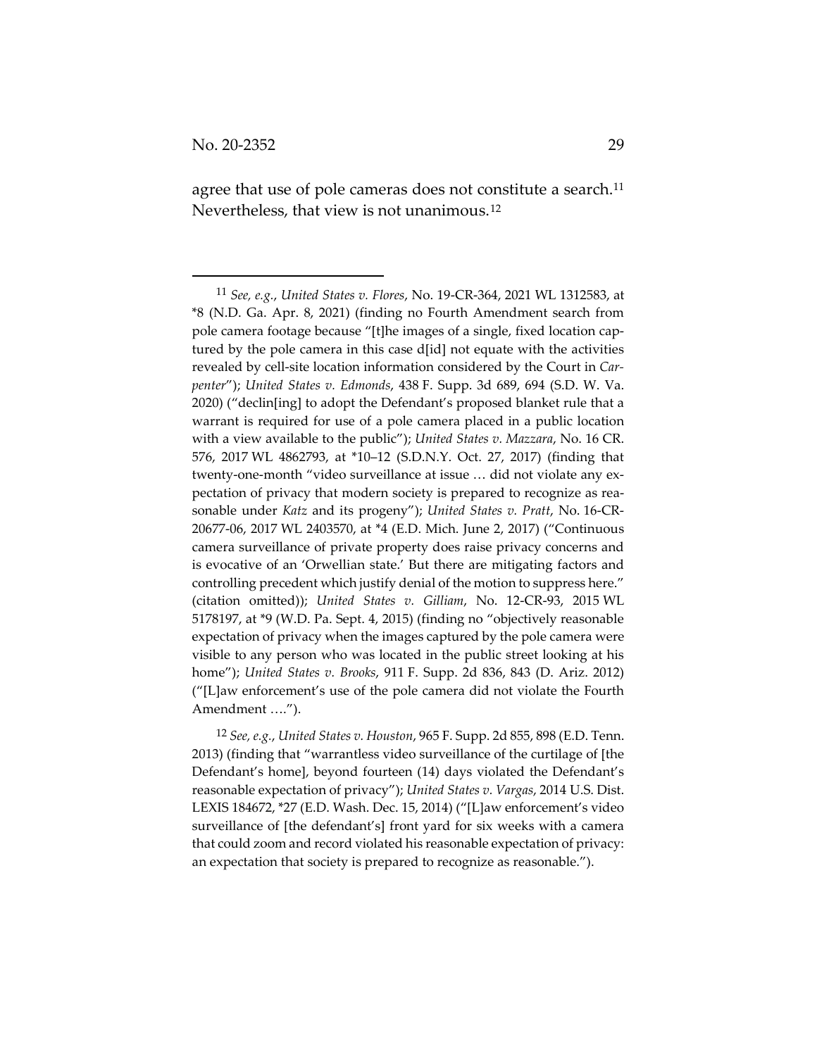agree that use of pole cameras does not constitute a search.[11] Nevertheless, that view is not unanimous.[12]

---

[11] *See, e.g.*, *United States v. Flores*, No. 19-CR-364, 2021 WL 1312583, at *8 (N.D. Ga. Apr. 8, 2021) (finding no Fourth Amendment search from pole camera footage because "[t]he images of a single, fixed location captured by the pole camera in this case d[id] not equate with the activities revealed by cell-site location information considered by the Court in *Carpenter*"); *United States v. Edmonds*, 438 F. Supp. 3d 689, 694 (S.D. W. Va. 2020) ("declin[ing] to adopt the Defendant's proposed blanket rule that a warrant is required for use of a pole camera placed in a public location with a view available to the public"); *United States v. Mazzara*, No. 16 CR. 576, 2017 WL 4862793, at *10–12 (S.D.N.Y. Oct. 27, 2017) (finding that twenty-one-month "video surveillance at issue … did not violate any expectation of privacy that modern society is prepared to recognize as reasonable under *Katz* and its progeny"); *United States v. Pratt*, No. 16-CR-20677-06, 2017 WL 2403570, at *4 (E.D. Mich. June 2, 2017) ("Continuous camera surveillance of private property does raise privacy concerns and is evocative of an 'Orwellian state.' But there are mitigating factors and controlling precedent which justify denial of the motion to suppress here." (citation omitted)); *United States v. Gilliam*, No. 12-CR-93, 2015 WL 5178197, at *9 (W.D. Pa. Sept. 4, 2015) (finding no "objectively reasonable expectation of privacy when the images captured by the pole camera were visible to any person who was located in the public street looking at his home"); *United States v. Brooks*, 911 F. Supp. 2d 836, 843 (D. Ariz. 2012) ("[L]aw enforcement's use of the pole camera did not violate the Fourth Amendment ….").

[12] *See, e.g.*, *United States v. Houston*, 965 F. Supp. 2d 855, 898 (E.D. Tenn. 2013) (finding that "warrantless video surveillance of the curtilage of [the Defendant's home], beyond fourteen (14) days violated the Defendant's reasonable expectation of privacy"); *United States v. Vargas*, 2014 U.S. Dist. LEXIS 184672, *27 (E.D. Wash. Dec. 15, 2014) ("[L]aw enforcement's video surveillance of [the defendant's] front yard for six weeks with a camera that could zoom and record violated his reasonable expectation of privacy: an expectation that society is prepared to recognize as reasonable.").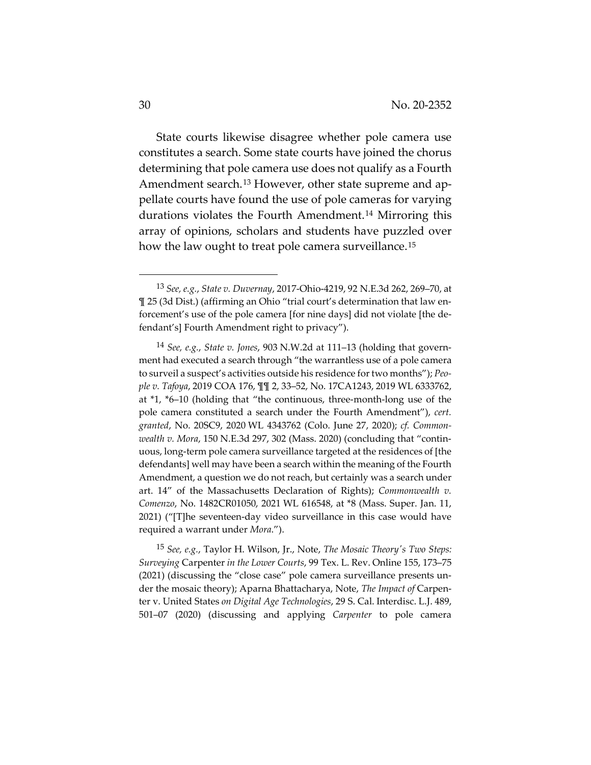State courts likewise disagree whether pole camera use constitutes a search. Some state courts have joined the chorus determining that pole camera use does not qualify as a Fourth Amendment search.[13] However, other state supreme and appellate courts have found the use of pole cameras for varying durations violates the Fourth Amendment.[14] Mirroring this array of opinions, scholars and students have puzzled over how the law ought to treat pole camera surveillance.[15]

---

[13] *See, e.g.*, *State v. Duvernay*, 2017-Ohio-4219, 92 N.E.3d 262, 269–70, at ¶ 25 (3d Dist.) (affirming an Ohio "trial court's determination that law enforcement's use of the pole camera [for nine days] did not violate [the defendant's] Fourth Amendment right to privacy").

[14] *See, e.g.*, *State v. Jones*, 903 N.W.2d at 111–13 (holding that government had executed a search through "the warrantless use of a pole camera to surveil a suspect's activities outside his residence for two months"); *People v. Tafoya*, 2019 COA 176, ¶¶ 2, 33–52, No. 17CA1243, 2019 WL 6333762, at *1, *6–10 (holding that "the continuous, three-month-long use of the pole camera constituted a search under the Fourth Amendment"), *cert. granted*, No. 20SC9, 2020 WL 4343762 (Colo. June 27, 2020); *cf. Commonwealth v. Mora*, 150 N.E.3d 297, 302 (Mass. 2020) (concluding that "continuous, long-term pole camera surveillance targeted at the residences of [the defendants] well may have been a search within the meaning of the Fourth Amendment, a question we do not reach, but certainly was a search under art. 14" of the Massachusetts Declaration of Rights); *Commonwealth v. Comenzo*, No. 1482CR01050, 2021 WL 616548, at *8 (Mass. Super. Jan. 11, 2021) ("[T]he seventeen-day video surveillance in this case would have required a warrant under *Mora*.").

[15] *See, e.g.*, Taylor H. Wilson, Jr., Note, *The Mosaic Theory's Two Steps: Surveying* Carpenter *in the Lower Courts*, 99 Tex. L. Rev. Online 155, 173–75 (2021) (discussing the "close case" pole camera surveillance presents under the mosaic theory); Aparna Bhattacharya, Note, *The Impact of* Carpenter v. United States *on Digital Age Technologies*, 29 S. Cal. Interdisc. L.J. 489, 501–07 (2020) (discussing and applying *Carpenter* to pole camera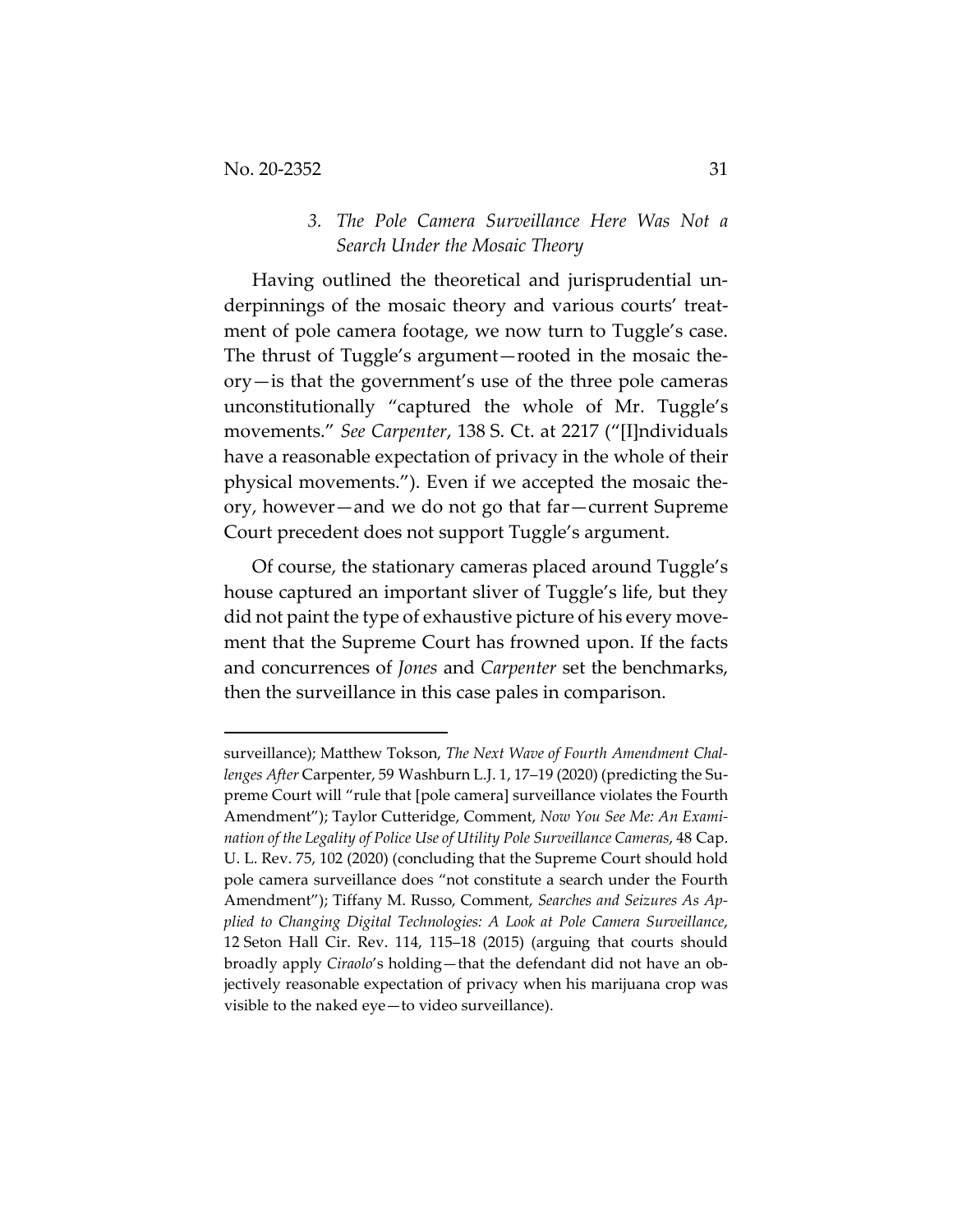### 3. *The Pole Camera Surveillance Here Was Not a Search Under the Mosaic Theory*

Having outlined the theoretical and jurisprudential underpinnings of the mosaic theory and various courts' treatment of pole camera footage, we now turn to Tuggle's case. The thrust of Tuggle's argument—rooted in the mosaic theory—is that the government's use of the three pole cameras unconstitutionally "captured the whole of Mr. Tuggle's movements." *See Carpenter*, 138 S. Ct. at 2217 ("[I]ndividuals have a reasonable expectation of privacy in the whole of their physical movements."). Even if we accepted the mosaic theory, however—and we do not go that far—current Supreme Court precedent does not support Tuggle's argument.

Of course, the stationary cameras placed around Tuggle's house captured an important sliver of Tuggle's life, but they did not paint the type of exhaustive picture of his every movement that the Supreme Court has frowned upon. If the facts and concurrences of *Jones* and *Carpenter* set the benchmarks, then the surveillance in this case pales in comparison.

---

surveillance); Matthew Tokson, *The Next Wave of Fourth Amendment Challenges After* Carpenter, 59 Washburn L.J. 1, 17–19 (2020) (predicting the Supreme Court will "rule that [pole camera] surveillance violates the Fourth Amendment"); Taylor Cutteridge, Comment, *Now You See Me: An Examination of the Legality of Police Use of Utility Pole Surveillance Cameras*, 48 Cap. U. L. Rev. 75, 102 (2020) (concluding that the Supreme Court should hold pole camera surveillance does "not constitute a search under the Fourth Amendment"); Tiffany M. Russo, Comment, *Searches and Seizures As Applied to Changing Digital Technologies: A Look at Pole Camera Surveillance*, 12 Seton Hall Cir. Rev. 114, 115–18 (2015) (arguing that courts should broadly apply *Ciraolo*'s holding—that the defendant did not have an objectively reasonable expectation of privacy when his marijuana crop was visible to the naked eye—to video surveillance).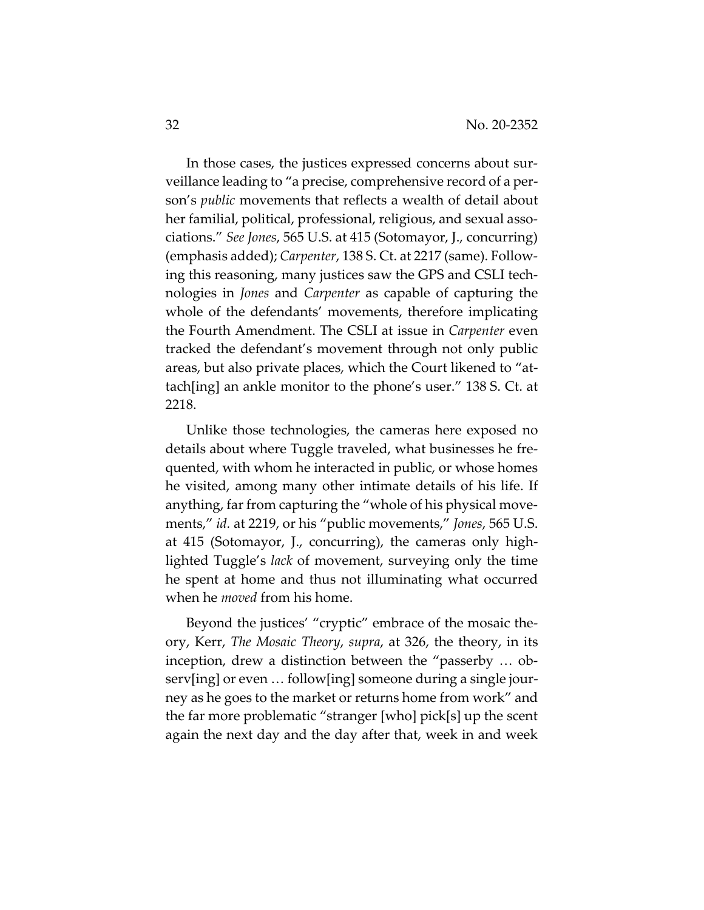In those cases, the justices expressed concerns about surveillance leading to "a precise, comprehensive record of a person's *public* movements that reflects a wealth of detail about her familial, political, professional, religious, and sexual associations." *See Jones*, 565 U.S. at 415 (Sotomayor, J., concurring) (emphasis added); *Carpenter*, 138 S. Ct. at 2217 (same). Following this reasoning, many justices saw the GPS and CSLI technologies in *Jones* and *Carpenter* as capable of capturing the whole of the defendants' movements, therefore implicating the Fourth Amendment. The CSLI at issue in *Carpenter* even tracked the defendant's movement through not only public areas, but also private places, which the Court likened to "attach[ing] an ankle monitor to the phone's user." 138 S. Ct. at 2218.

Unlike those technologies, the cameras here exposed no details about where Tuggle traveled, what businesses he frequented, with whom he interacted in public, or whose homes he visited, among many other intimate details of his life. If anything, far from capturing the "whole of his physical movements," *id*. at 2219, or his "public movements," *Jones*, 565 U.S. at 415 (Sotomayor, J., concurring), the cameras only highlighted Tuggle's *lack* of movement, surveying only the time he spent at home and thus not illuminating what occurred when he *moved* from his home.

Beyond the justices' "cryptic" embrace of the mosaic theory, Kerr, *The Mosaic Theory*, *supra*, at 326, the theory, in its inception, drew a distinction between the "passerby … observ[ing] or even … follow[ing] someone during a single journey as he goes to the market or returns home from work" and the far more problematic "stranger [who] pick[s] up the scent again the next day and the day after that, week in and week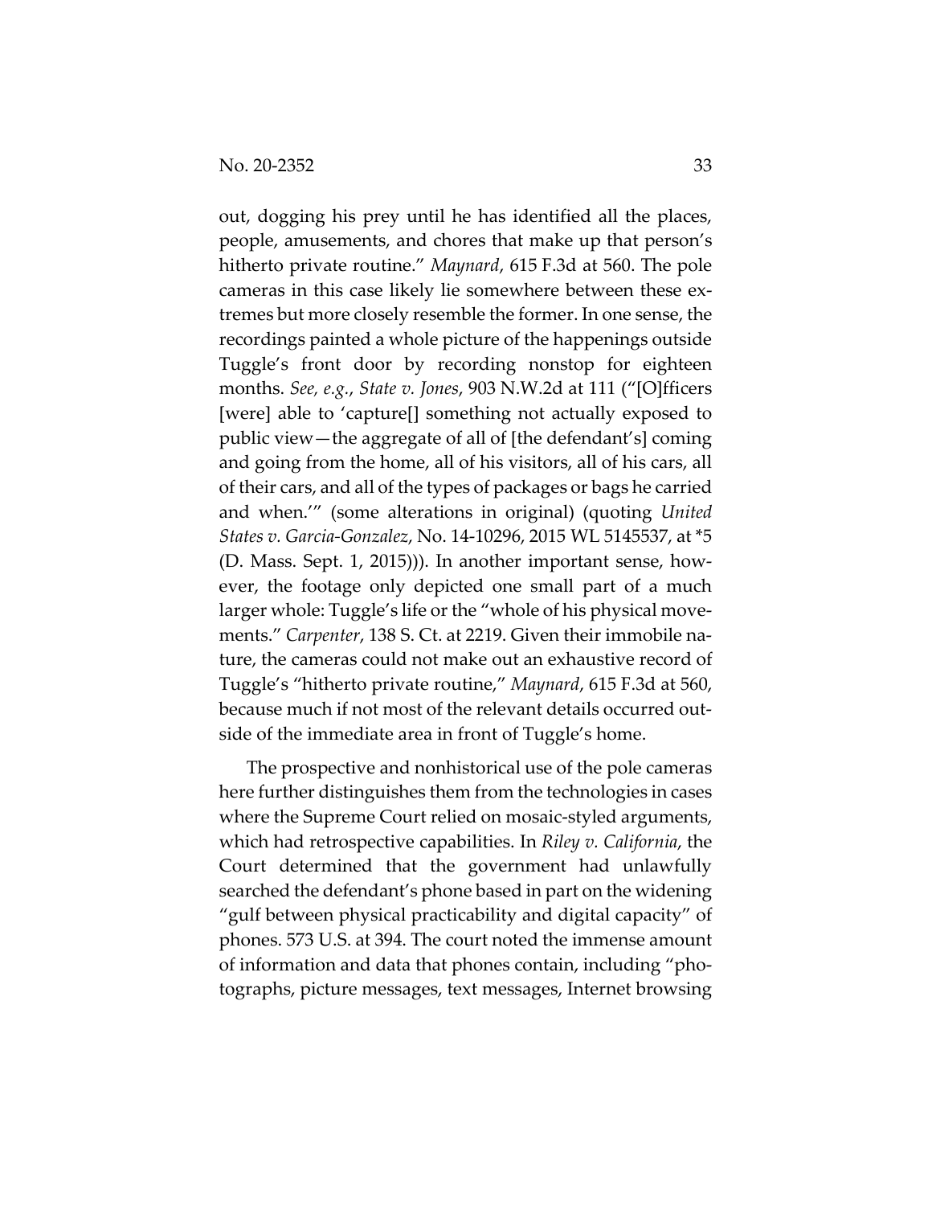out, dogging his prey until he has identified all the places, people, amusements, and chores that make up that person's hitherto private routine." *Maynard*, 615 F.3d at 560. The pole cameras in this case likely lie somewhere between these extremes but more closely resemble the former. In one sense, the recordings painted a whole picture of the happenings outside Tuggle's front door by recording nonstop for eighteen months. *See, e.g.*, *State v. Jones*, 903 N.W.2d at 111 ("[O]fficers [were] able to 'capture[] something not actually exposed to public view—the aggregate of all of [the defendant's] coming and going from the home, all of his visitors, all of his cars, all of their cars, and all of the types of packages or bags he carried and when.'" (some alterations in original) (quoting *United States v. Garcia-Gonzalez*, No. 14-10296, 2015 WL 5145537, at *5 (D. Mass. Sept. 1, 2015))). In another important sense, however, the footage only depicted one small part of a much larger whole: Tuggle's life or the "whole of his physical movements." *Carpenter*, 138 S. Ct. at 2219. Given their immobile nature, the cameras could not make out an exhaustive record of Tuggle's "hitherto private routine," *Maynard*, 615 F.3d at 560, because much if not most of the relevant details occurred outside of the immediate area in front of Tuggle's home.

The prospective and nonhistorical use of the pole cameras here further distinguishes them from the technologies in cases where the Supreme Court relied on mosaic-styled arguments, which had retrospective capabilities. In *Riley v. California*, the Court determined that the government had unlawfully searched the defendant's phone based in part on the widening "gulf between physical practicability and digital capacity" of phones. 573 U.S. at 394. The court noted the immense amount of information and data that phones contain, including "photographs, picture messages, text messages, Internet browsing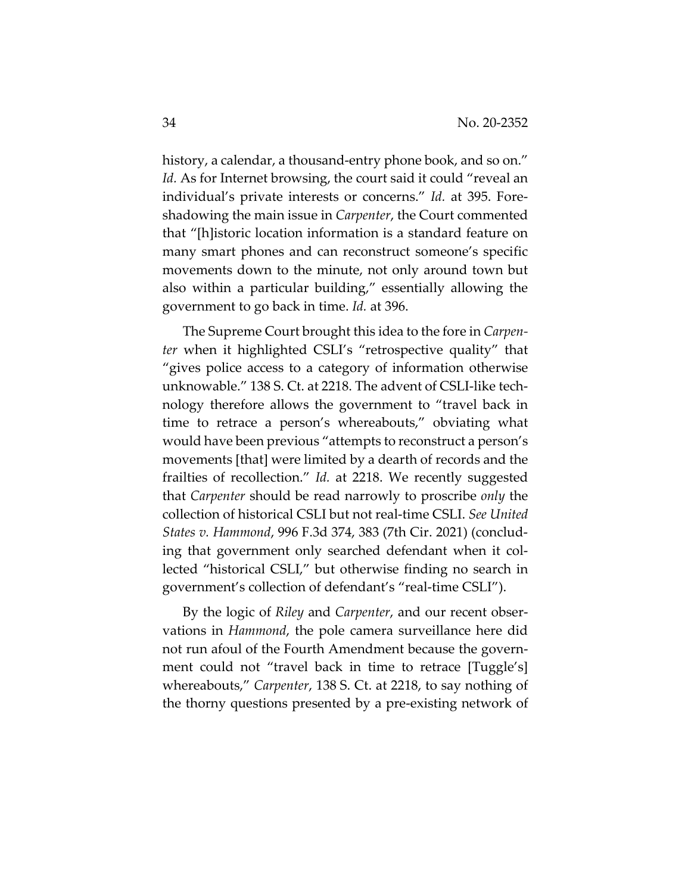history, a calendar, a thousand-entry phone book, and so on." *Id.* As for Internet browsing, the court said it could "reveal an individual's private interests or concerns." *Id.* at 395. Foreshadowing the main issue in *Carpenter*, the Court commented that "[h]istoric location information is a standard feature on many smart phones and can reconstruct someone's specific movements down to the minute, not only around town but also within a particular building," essentially allowing the government to go back in time. *Id.* at 396.

The Supreme Court brought this idea to the fore in *Carpenter* when it highlighted CSLI's "retrospective quality" that "gives police access to a category of information otherwise unknowable." 138 S. Ct. at 2218. The advent of CSLI-like technology therefore allows the government to "travel back in time to retrace a person's whereabouts," obviating what would have been previous "attempts to reconstruct a person's movements [that] were limited by a dearth of records and the frailties of recollection." *Id.* at 2218. We recently suggested that *Carpenter* should be read narrowly to proscribe *only* the collection of historical CSLI but not real-time CSLI. *See United States v. Hammond*, 996 F.3d 374, 383 (7th Cir. 2021) (concluding that government only searched defendant when it collected "historical CSLI," but otherwise finding no search in government's collection of defendant's "real-time CSLI").

By the logic of *Riley* and *Carpenter*, and our recent observations in *Hammond*, the pole camera surveillance here did not run afoul of the Fourth Amendment because the government could not "travel back in time to retrace [Tuggle's] whereabouts," *Carpenter*, 138 S. Ct. at 2218, to say nothing of the thorny questions presented by a pre-existing network of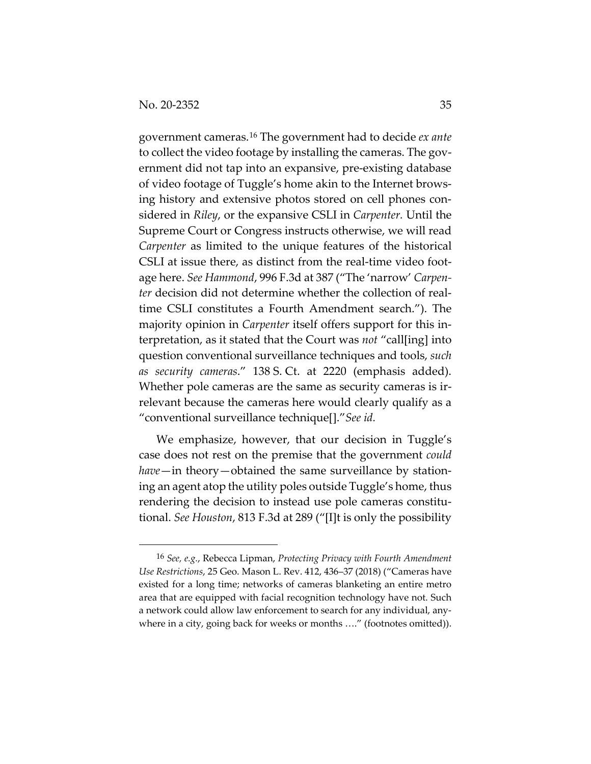government cameras.[16] The government had to decide *ex ante* to collect the video footage by installing the cameras. The government did not tap into an expansive, pre-existing database of video footage of Tuggle's home akin to the Internet browsing history and extensive photos stored on cell phones considered in *Riley*, or the expansive CSLI in *Carpenter.* Until the Supreme Court or Congress instructs otherwise, we will read *Carpenter* as limited to the unique features of the historical CSLI at issue there, as distinct from the real-time video footage here. *See Hammond*, 996 F.3d at 387 ("The 'narrow' *Carpenter* decision did not determine whether the collection of real-time CSLI constitutes a Fourth Amendment search."). The majority opinion in *Carpenter* itself offers support for this interpretation, as it stated that the Court was *not* "call[ing] into question conventional surveillance techniques and tools, *such as security cameras*." 138 S. Ct. at 2220 (emphasis added). Whether pole cameras are the same as security cameras is irrelevant because the cameras here would clearly qualify as a "conventional surveillance technique[]." *See id.*

We emphasize, however, that our decision in Tuggle's case does not rest on the premise that the government *could have*—in theory—obtained the same surveillance by stationing an agent atop the utility poles outside Tuggle's home, thus rendering the decision to instead use pole cameras constitutional. *See Houston*, 813 F.3d at 289 ("[I]t is only the possibility

---

[16] *See, e.g.*, Rebecca Lipman, *Protecting Privacy with Fourth Amendment Use Restrictions*, 25 Geo. Mason L. Rev. 412, 436–37 (2018) ("Cameras have existed for a long time; networks of cameras blanketing an entire metro area that are equipped with facial recognition technology have not. Such a network could allow law enforcement to search for any individual, anywhere in a city, going back for weeks or months …." (footnotes omitted)).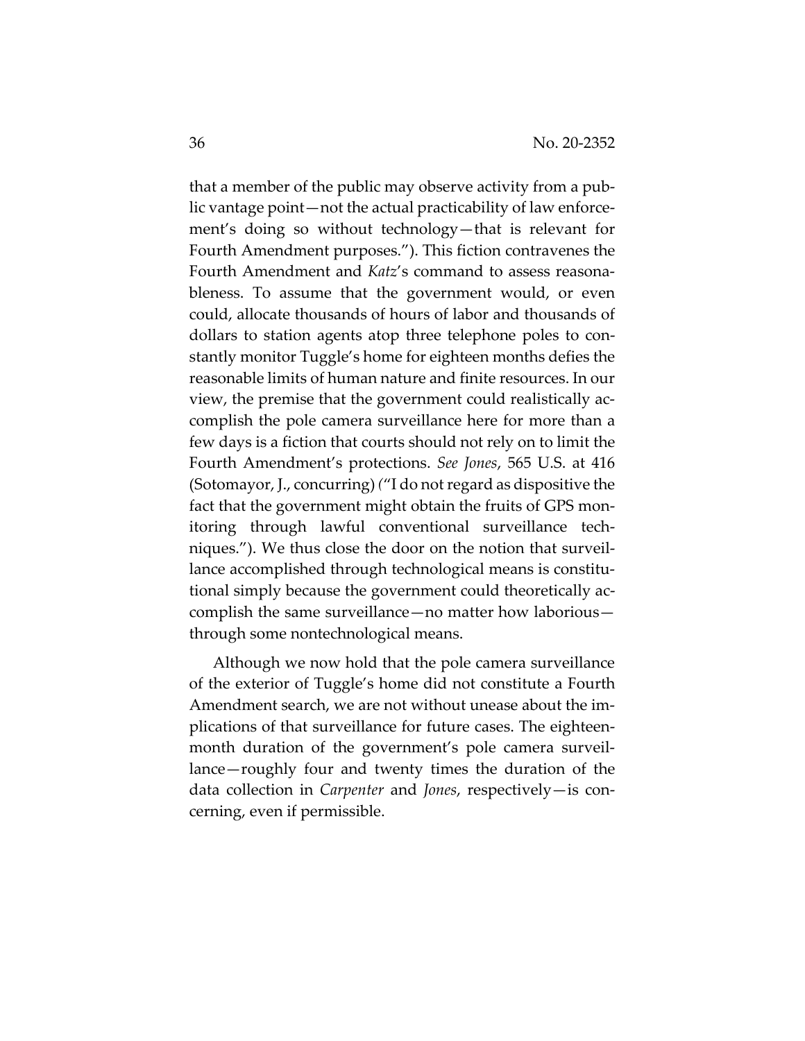that a member of the public may observe activity from a public vantage point—not the actual practicability of law enforcement's doing so without technology—that is relevant for Fourth Amendment purposes."). This fiction contravenes the Fourth Amendment and *Katz*'s command to assess reasonableness. To assume that the government would, or even could, allocate thousands of hours of labor and thousands of dollars to station agents atop three telephone poles to constantly monitor Tuggle's home for eighteen months defies the reasonable limits of human nature and finite resources. In our view, the premise that the government could realistically accomplish the pole camera surveillance here for more than a few days is a fiction that courts should not rely on to limit the Fourth Amendment's protections. *See Jones*, 565 U.S. at 416 (Sotomayor, J., concurring) ("I do not regard as dispositive the fact that the government might obtain the fruits of GPS monitoring through lawful conventional surveillance techniques."). We thus close the door on the notion that surveillance accomplished through technological means is constitutional simply because the government could theoretically accomplish the same surveillance—no matter how laborious—through some nontechnological means.

Although we now hold that the pole camera surveillance of the exterior of Tuggle's home did not constitute a Fourth Amendment search, we are not without unease about the implications of that surveillance for future cases. The eighteen-month duration of the government's pole camera surveillance—roughly four and twenty times the duration of the data collection in *Carpenter* and *Jones*, respectively—is concerning, even if permissible.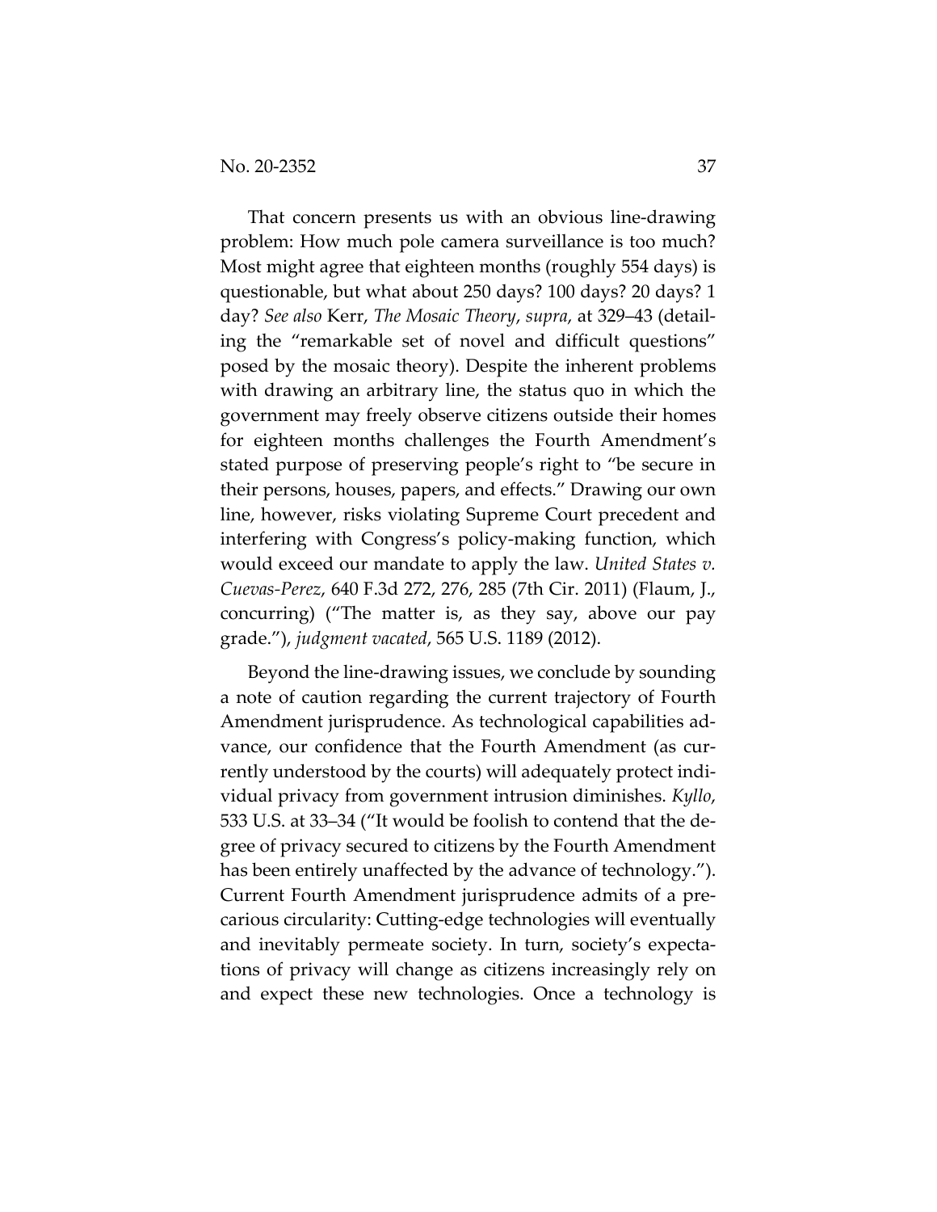That concern presents us with an obvious line-drawing problem: How much pole camera surveillance is too much? Most might agree that eighteen months (roughly 554 days) is questionable, but what about 250 days? 100 days? 20 days? 1 day? *See also* Kerr, *The Mosaic Theory*, *supra*, at 329–43 (detailing the "remarkable set of novel and difficult questions" posed by the mosaic theory). Despite the inherent problems with drawing an arbitrary line, the status quo in which the government may freely observe citizens outside their homes for eighteen months challenges the Fourth Amendment's stated purpose of preserving people's right to "be secure in their persons, houses, papers, and effects." Drawing our own line, however, risks violating Supreme Court precedent and interfering with Congress's policy-making function, which would exceed our mandate to apply the law. *United States v. Cuevas-Perez*, 640 F.3d 272, 276, 285 (7th Cir. 2011) (Flaum, J., concurring) ("The matter is, as they say, above our pay grade."), *judgment vacated*, 565 U.S. 1189 (2012).

Beyond the line-drawing issues, we conclude by sounding a note of caution regarding the current trajectory of Fourth Amendment jurisprudence. As technological capabilities advance, our confidence that the Fourth Amendment (as currently understood by the courts) will adequately protect individual privacy from government intrusion diminishes. *Kyllo*, 533 U.S. at 33–34 ("It would be foolish to contend that the degree of privacy secured to citizens by the Fourth Amendment has been entirely unaffected by the advance of technology."). Current Fourth Amendment jurisprudence admits of a precarious circularity: Cutting-edge technologies will eventually and inevitably permeate society. In turn, society's expectations of privacy will change as citizens increasingly rely on and expect these new technologies. Once a technology is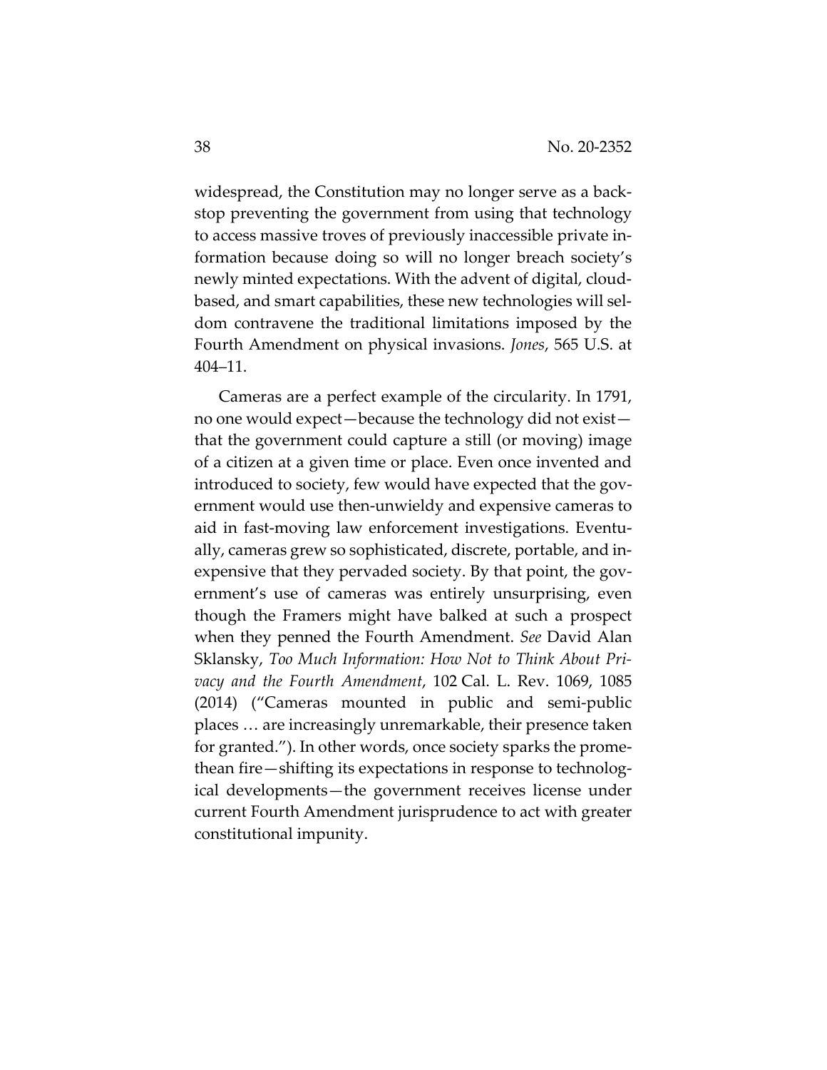widespread, the Constitution may no longer serve as a backstop preventing the government from using that technology to access massive troves of previously inaccessible private information because doing so will no longer breach society's newly minted expectations. With the advent of digital, cloud-based, and smart capabilities, these new technologies will seldom contravene the traditional limitations imposed by the Fourth Amendment on physical invasions. *Jones*, 565 U.S. at 404–11.

Cameras are a perfect example of the circularity. In 1791, no one would expect—because the technology did not exist—that the government could capture a still (or moving) image of a citizen at a given time or place. Even once invented and introduced to society, few would have expected that the government would use then-unwieldy and expensive cameras to aid in fast-moving law enforcement investigations. Eventually, cameras grew so sophisticated, discrete, portable, and inexpensive that they pervaded society. By that point, the government's use of cameras was entirely unsurprising, even though the Framers might have balked at such a prospect when they penned the Fourth Amendment. *See* David Alan Sklansky, *Too Much Information: How Not to Think About Privacy and the Fourth Amendment*, 102 Cal. L. Rev. 1069, 1085 (2014) ("Cameras mounted in public and semi-public places … are increasingly unremarkable, their presence taken for granted."). In other words, once society sparks the promethean fire—shifting its expectations in response to technological developments—the government receives license under current Fourth Amendment jurisprudence to act with greater constitutional impunity.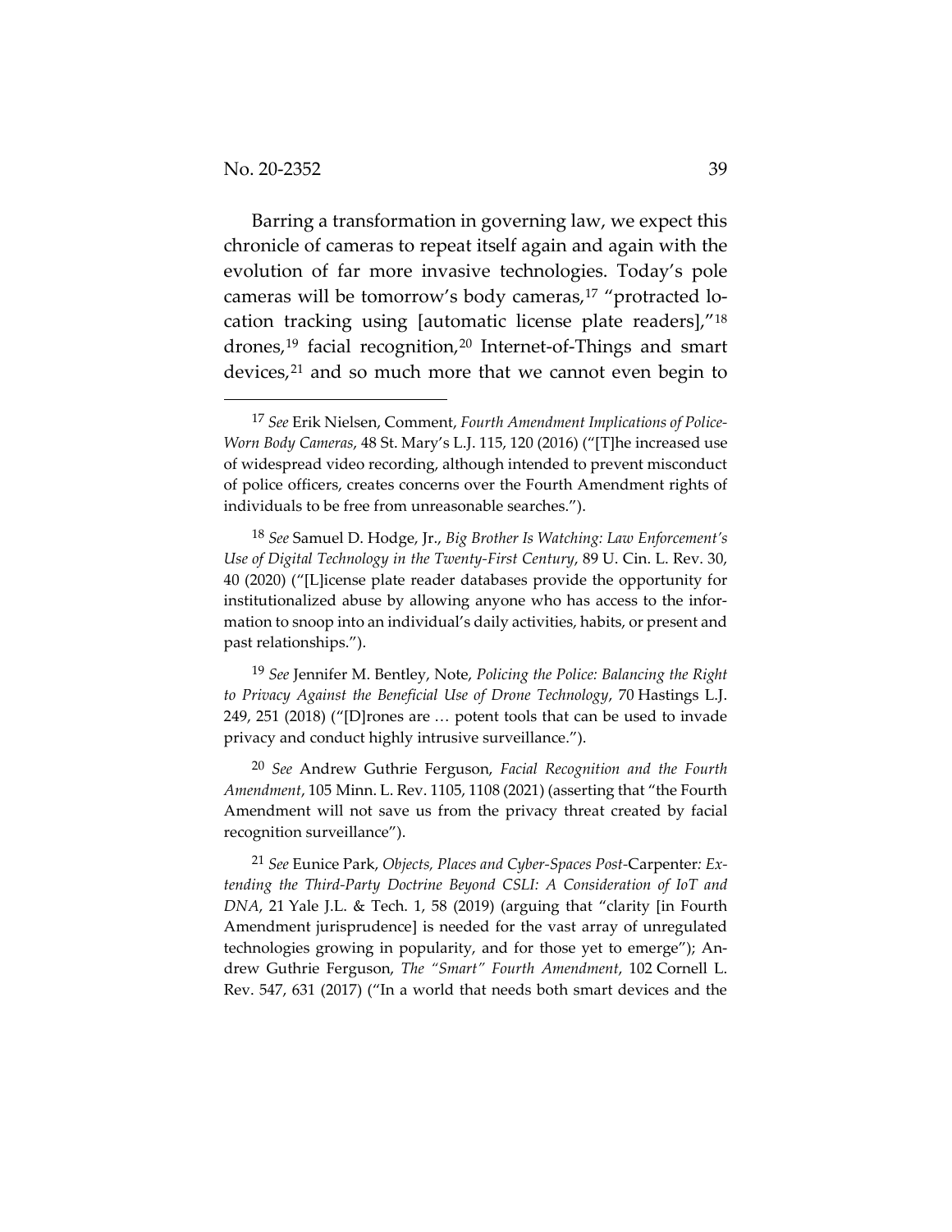Barring a transformation in governing law, we expect this chronicle of cameras to repeat itself again and again with the evolution of far more invasive technologies. Today's pole cameras will be tomorrow's body cameras,[17] "protracted location tracking using [automatic license plate readers],"[18] drones,[19] facial recognition,[20] Internet-of-Things and smart devices,[21] and so much more that we cannot even begin to

---

[17] *See* Erik Nielsen, Comment, *Fourth Amendment Implications of Police-Worn Body Cameras*, 48 St. Mary's L.J. 115, 120 (2016) ("[T]he increased use of widespread video recording, although intended to prevent misconduct of police officers, creates concerns over the Fourth Amendment rights of individuals to be free from unreasonable searches.").

[18] *See* Samuel D. Hodge, Jr., *Big Brother Is Watching: Law Enforcement's Use of Digital Technology in the Twenty-First Century*, 89 U. Cin. L. Rev. 30, 40 (2020) ("[L]icense plate reader databases provide the opportunity for institutionalized abuse by allowing anyone who has access to the information to snoop into an individual's daily activities, habits, or present and past relationships.").

[19] *See* Jennifer M. Bentley, Note, *Policing the Police: Balancing the Right to Privacy Against the Beneficial Use of Drone Technology*, 70 Hastings L.J. 249, 251 (2018) ("[D]rones are … potent tools that can be used to invade privacy and conduct highly intrusive surveillance.").

[20] *See* Andrew Guthrie Ferguson, *Facial Recognition and the Fourth Amendment*, 105 Minn. L. Rev. 1105, 1108 (2021) (asserting that "the Fourth Amendment will not save us from the privacy threat created by facial recognition surveillance").

[21] *See* Eunice Park, *Objects, Places and Cyber-Spaces Post-*Carpenter*: Extending the Third-Party Doctrine Beyond CSLI: A Consideration of IoT and DNA*, 21 Yale J.L. & Tech. 1, 58 (2019) (arguing that "clarity [in Fourth Amendment jurisprudence] is needed for the vast array of unregulated technologies growing in popularity, and for those yet to emerge"); Andrew Guthrie Ferguson, *The "Smart" Fourth Amendment*, 102 Cornell L. Rev. 547, 631 (2017) ("In a world that needs both smart devices and the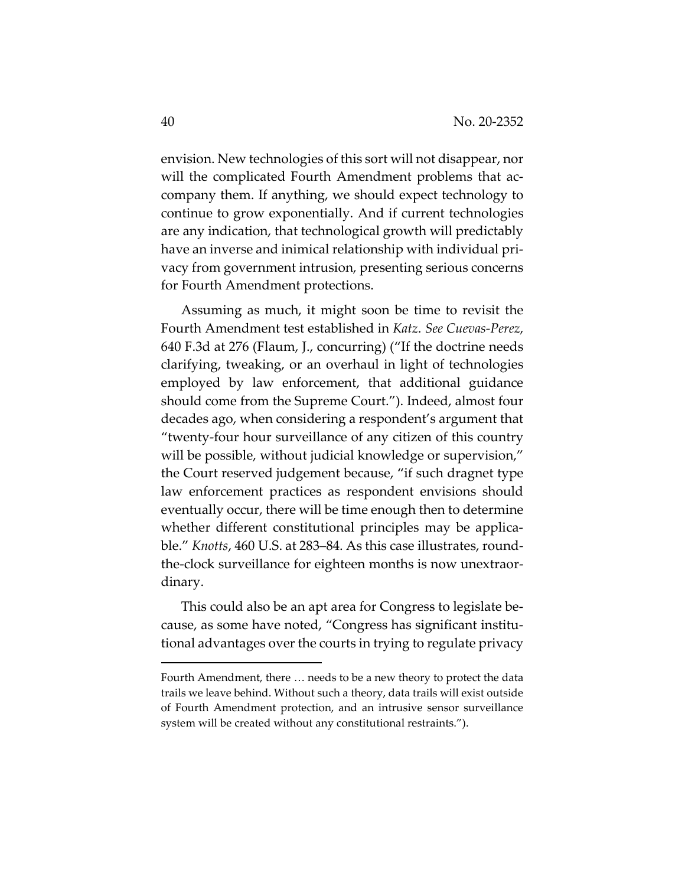envision. New technologies of this sort will not disappear, nor will the complicated Fourth Amendment problems that accompany them. If anything, we should expect technology to continue to grow exponentially. And if current technologies are any indication, that technological growth will predictably have an inverse and inimical relationship with individual privacy from government intrusion, presenting serious concerns for Fourth Amendment protections.

Assuming as much, it might soon be time to revisit the Fourth Amendment test established in *Katz*. *See Cuevas-Perez*, 640 F.3d at 276 (Flaum, J., concurring) ("If the doctrine needs clarifying, tweaking, or an overhaul in light of technologies employed by law enforcement, that additional guidance should come from the Supreme Court."). Indeed, almost four decades ago, when considering a respondent's argument that "twenty-four hour surveillance of any citizen of this country will be possible, without judicial knowledge or supervision," the Court reserved judgement because, "if such dragnet type law enforcement practices as respondent envisions should eventually occur, there will be time enough then to determine whether different constitutional principles may be applicable." *Knotts*, 460 U.S. at 283–84. As this case illustrates, round-the-clock surveillance for eighteen months is now unextraordinary.

This could also be an apt area for Congress to legislate because, as some have noted, "Congress has significant institutional advantages over the courts in trying to regulate privacy

---

Fourth Amendment, there … needs to be a new theory to protect the data trails we leave behind. Without such a theory, data trails will exist outside of Fourth Amendment protection, and an intrusive sensor surveillance system will be created without any constitutional restraints.").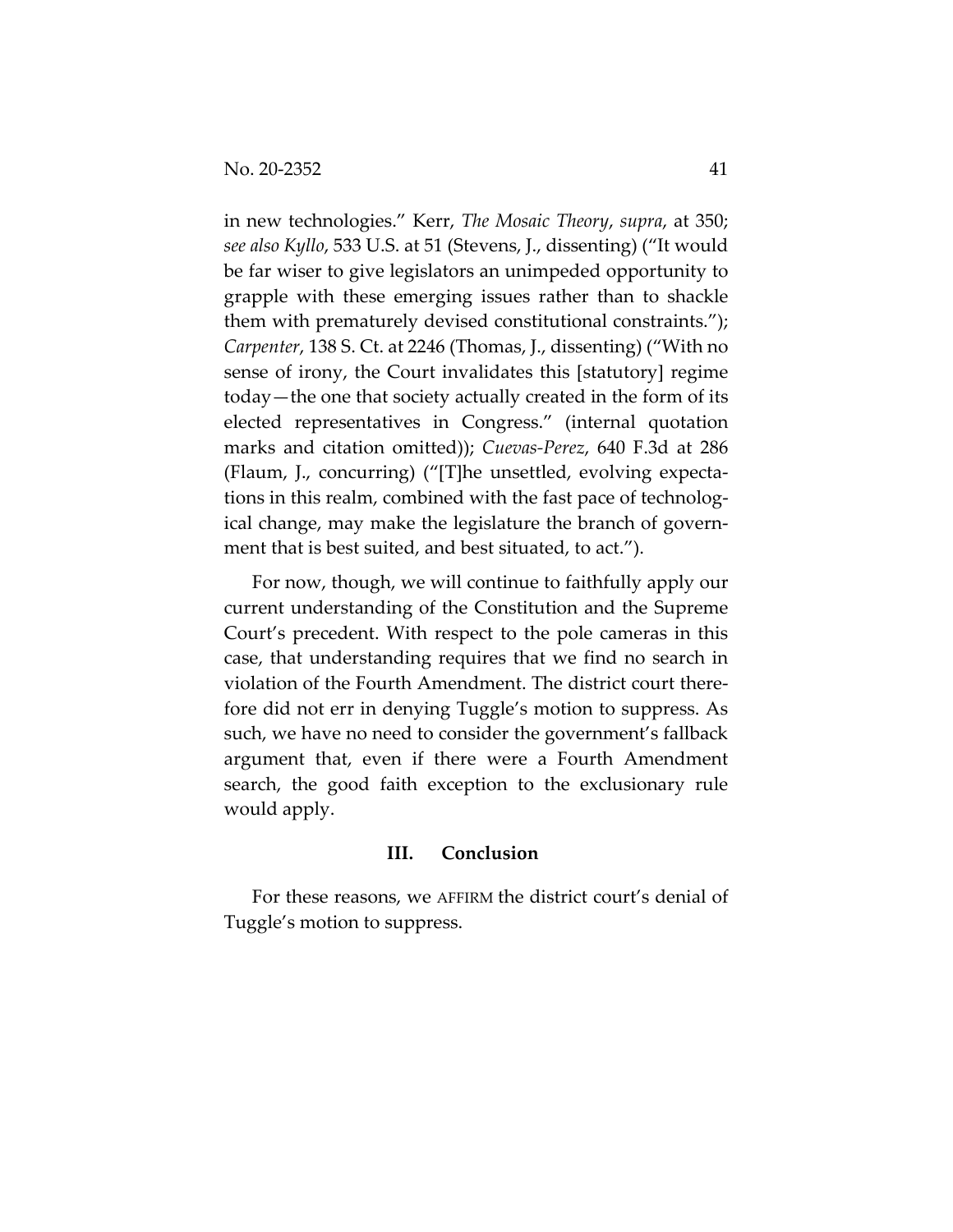in new technologies." Kerr, *The Mosaic Theory*, *supra*, at 350; *see also Kyllo*, 533 U.S. at 51 (Stevens, J., dissenting) ("It would be far wiser to give legislators an unimpeded opportunity to grapple with these emerging issues rather than to shackle them with prematurely devised constitutional constraints."); *Carpenter*, 138 S. Ct. at 2246 (Thomas, J., dissenting) ("With no sense of irony, the Court invalidates this [statutory] regime today—the one that society actually created in the form of its elected representatives in Congress." (internal quotation marks and citation omitted)); *Cuevas-Perez*, 640 F.3d at 286 (Flaum, J., concurring) ("[T]he unsettled, evolving expectations in this realm, combined with the fast pace of technological change, may make the legislature the branch of government that is best suited, and best situated, to act.").

For now, though, we will continue to faithfully apply our current understanding of the Constitution and the Supreme Court's precedent. With respect to the pole cameras in this case, that understanding requires that we find no search in violation of the Fourth Amendment. The district court therefore did not err in denying Tuggle's motion to suppress. As such, we have no need to consider the government's fallback argument that, even if there were a Fourth Amendment search, the good faith exception to the exclusionary rule would apply.

## III. Conclusion

For these reasons, we AFFIRM the district court's denial of Tuggle's motion to suppress.